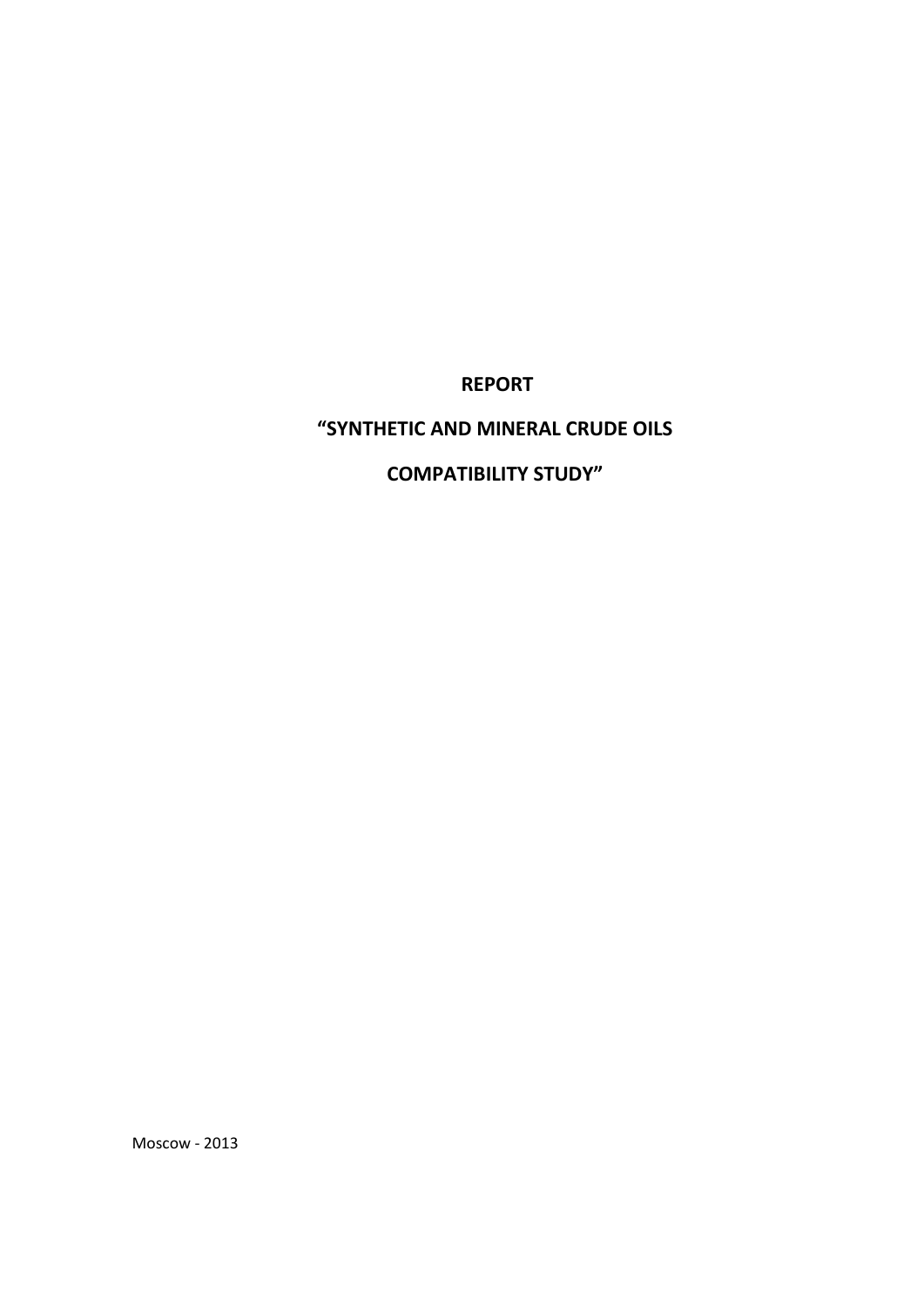# REPORT

# "SYNTHETIC AND MINERAL CRUDE OILS COMPATIBILITY STUDY"

Moscow - 2013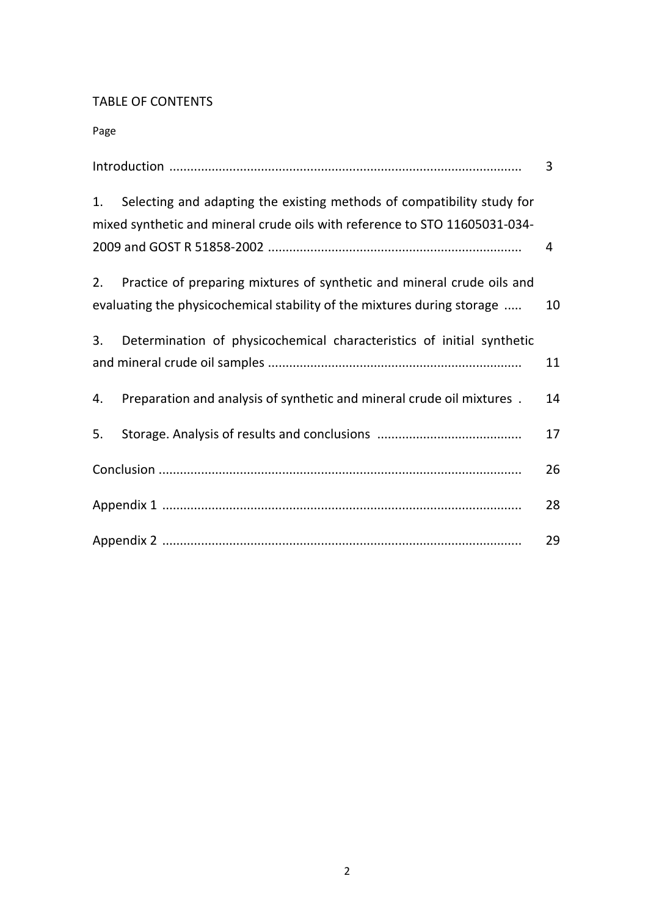TABLE OF CONTENTS

Page

| | |
|---|---|
| Introduction ................................................................................................... | 3 |
| 1. Selecting and adapting the existing methods of compatibility study for mixed synthetic and mineral crude oils with reference to STO 11605031-034-2009 and GOST R 51858-2002 ....................................................................... | 4 |
| 2. Practice of preparing mixtures of synthetic and mineral crude oils and evaluating the physicochemical stability of the mixtures during storage ..... | 10 |
| 3. Determination of physicochemical characteristics of initial synthetic and mineral crude oil samples ....................................................................... | 11 |
| 4. Preparation and analysis of synthetic and mineral crude oil mixtures . | 14 |
| 5. Storage. Analysis of results and conclusions ........................................ | 17 |
| Conclusion ...................................................................................................... | 26 |
| Appendix 1 ..................................................................................................... | 28 |
| Appendix 2 ..................................................................................................... | 29 |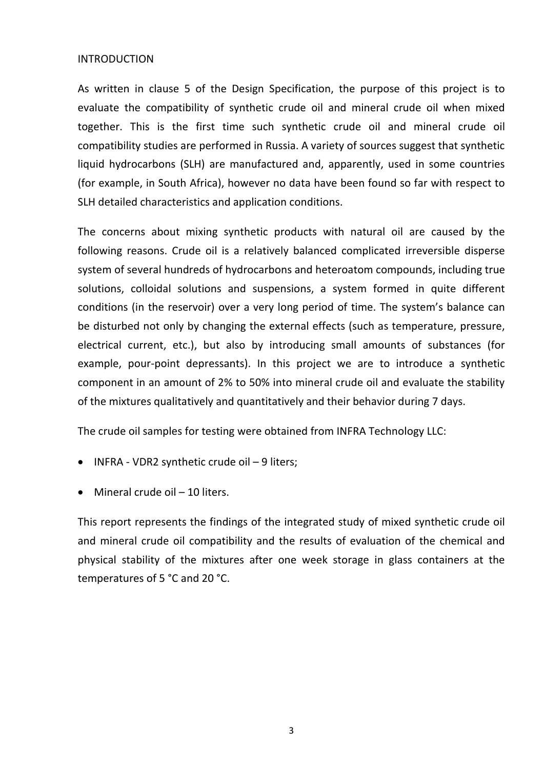# INTRODUCTION

As written in clause 5 of the Design Specification, the purpose of this project is to evaluate the compatibility of synthetic crude oil and mineral crude oil when mixed together. This is the first time such synthetic crude oil and mineral crude oil compatibility studies are performed in Russia. A variety of sources suggest that synthetic liquid hydrocarbons (SLH) are manufactured and, apparently, used in some countries (for example, in South Africa), however no data have been found so far with respect to SLH detailed characteristics and application conditions.

The concerns about mixing synthetic products with natural oil are caused by the following reasons. Crude oil is a relatively balanced complicated irreversible disperse system of several hundreds of hydrocarbons and heteroatom compounds, including true solutions, colloidal solutions and suspensions, a system formed in quite different conditions (in the reservoir) over a very long period of time. The system's balance can be disturbed not only by changing the external effects (such as temperature, pressure, electrical current, etc.), but also by introducing small amounts of substances (for example, pour-point depressants). In this project we are to introduce a synthetic component in an amount of 2% to 50% into mineral crude oil and evaluate the stability of the mixtures qualitatively and quantitatively and their behavior during 7 days.

The crude oil samples for testing were obtained from INFRA Technology LLC:

- INFRA - VDR2 synthetic crude oil – 9 liters;
- Mineral crude oil – 10 liters.

This report represents the findings of the integrated study of mixed synthetic crude oil and mineral crude oil compatibility and the results of evaluation of the chemical and physical stability of the mixtures after one week storage in glass containers at the temperatures of 5 °C and 20 °C.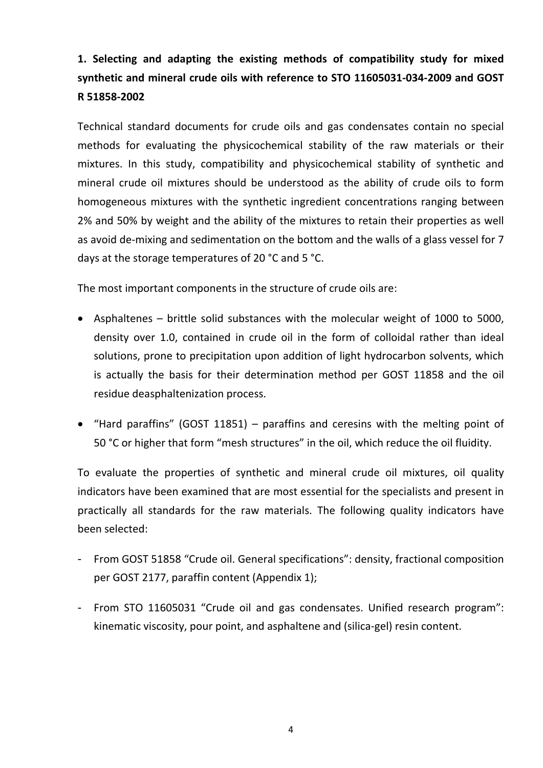## 1. Selecting and adapting the existing methods of compatibility study for mixed synthetic and mineral crude oils with reference to STO 11605031-034-2009 and GOST R 51858-2002

Technical standard documents for crude oils and gas condensates contain no special methods for evaluating the physicochemical stability of the raw materials or their mixtures. In this study, compatibility and physicochemical stability of synthetic and mineral crude oil mixtures should be understood as the ability of crude oils to form homogeneous mixtures with the synthetic ingredient concentrations ranging between 2% and 50% by weight and the ability of the mixtures to retain their properties as well as avoid de-mixing and sedimentation on the bottom and the walls of a glass vessel for 7 days at the storage temperatures of 20 °C and 5 °C.

The most important components in the structure of crude oils are:

- Asphaltenes – brittle solid substances with the molecular weight of 1000 to 5000, density over 1.0, contained in crude oil in the form of colloidal rather than ideal solutions, prone to precipitation upon addition of light hydrocarbon solvents, which is actually the basis for their determination method per GOST 11858 and the oil residue deasphaltenization process.
- "Hard paraffins" (GOST 11851) – paraffins and ceresins with the melting point of 50 °C or higher that form "mesh structures" in the oil, which reduce the oil fluidity.

To evaluate the properties of synthetic and mineral crude oil mixtures, oil quality indicators have been examined that are most essential for the specialists and present in practically all standards for the raw materials. The following quality indicators have been selected:

- From GOST 51858 "Crude oil. General specifications": density, fractional composition per GOST 2177, paraffin content (Appendix 1);
- From STO 11605031 "Crude oil and gas condensates. Unified research program": kinematic viscosity, pour point, and asphaltene and (silica-gel) resin content.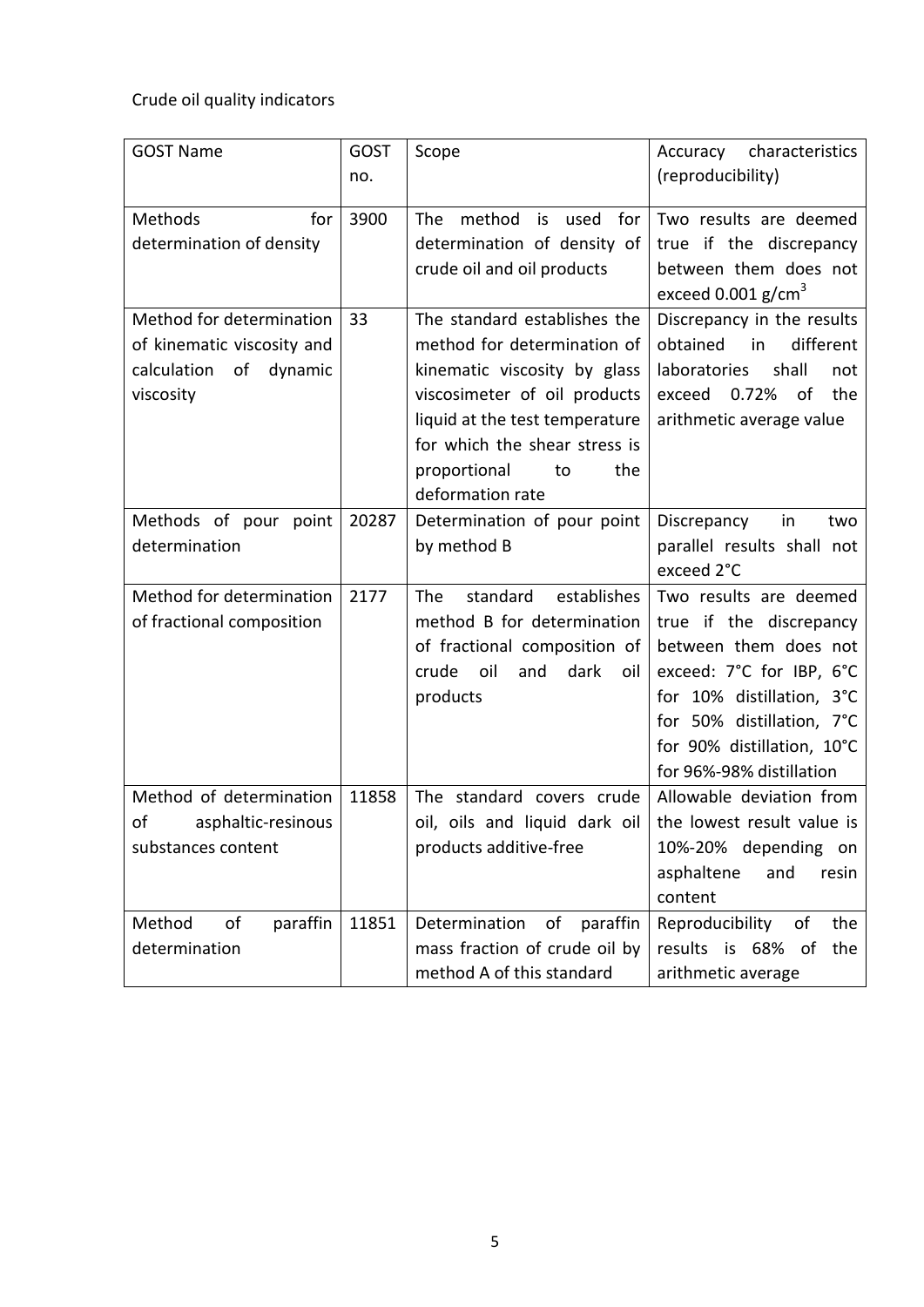Crude oil quality indicators

| GOST Name | GOST no. | Scope | Accuracy characteristics (reproducibility) |
|---|---|---|---|
| Methods for determination of density | 3900 | The method is used for determination of density of crude oil and oil products | Two results are deemed true if the discrepancy between them does not exceed 0.001 g/cm$^3$ |
| Method for determination of kinematic viscosity and calculation of dynamic viscosity | 33 | The standard establishes the method for determination of kinematic viscosity by glass viscosimeter of oil products liquid at the test temperature for which the shear stress is proportional to the deformation rate | Discrepancy in the results obtained in different laboratories shall not exceed 0.72% of the arithmetic average value |
| Methods of pour point determination | 20287 | Determination of pour point by method B | Discrepancy in two parallel results shall not exceed 2°C |
| Method for determination of fractional composition | 2177 | The standard establishes method B for determination of fractional composition of crude oil and dark oil products | Two results are deemed true if the discrepancy between them does not exceed: 7°C for IBP, 6°C for 10% distillation, 3°C for 50% distillation, 7°C for 90% distillation, 10°C for 96%-98% distillation |
| Method of determination of asphaltic-resinous substances content | 11858 | The standard covers crude oil, oils and liquid dark oil products additive-free | Allowable deviation from the lowest result value is 10%-20% depending on asphaltene and resin content |
| Method of paraffin determination | 11851 | Determination of paraffin mass fraction of crude oil by method A of this standard | Reproducibility of the results is 68% of the arithmetic average |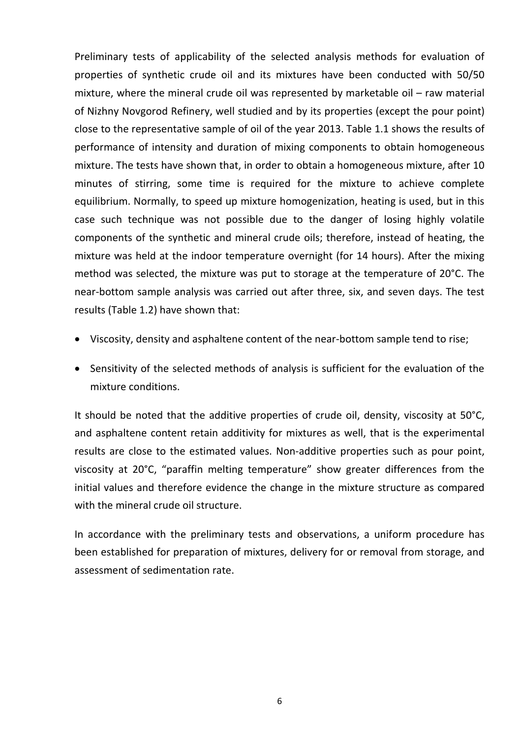Preliminary tests of applicability of the selected analysis methods for evaluation of properties of synthetic crude oil and its mixtures have been conducted with 50/50 mixture, where the mineral crude oil was represented by marketable oil – raw material of Nizhny Novgorod Refinery, well studied and by its properties (except the pour point) close to the representative sample of oil of the year 2013. Table 1.1 shows the results of performance of intensity and duration of mixing components to obtain homogeneous mixture. The tests have shown that, in order to obtain a homogeneous mixture, after 10 minutes of stirring, some time is required for the mixture to achieve complete equilibrium. Normally, to speed up mixture homogenization, heating is used, but in this case such technique was not possible due to the danger of losing highly volatile components of the synthetic and mineral crude oils; therefore, instead of heating, the mixture was held at the indoor temperature overnight (for 14 hours). After the mixing method was selected, the mixture was put to storage at the temperature of 20°C. The near-bottom sample analysis was carried out after three, six, and seven days. The test results (Table 1.2) have shown that:

- Viscosity, density and asphaltene content of the near-bottom sample tend to rise;
- Sensitivity of the selected methods of analysis is sufficient for the evaluation of the mixture conditions.

It should be noted that the additive properties of crude oil, density, viscosity at 50°C, and asphaltene content retain additivity for mixtures as well, that is the experimental results are close to the estimated values. Non-additive properties such as pour point, viscosity at 20°C, "paraffin melting temperature" show greater differences from the initial values and therefore evidence the change in the mixture structure as compared with the mineral crude oil structure.

In accordance with the preliminary tests and observations, a uniform procedure has been established for preparation of mixtures, delivery for or removal from storage, and assessment of sedimentation rate.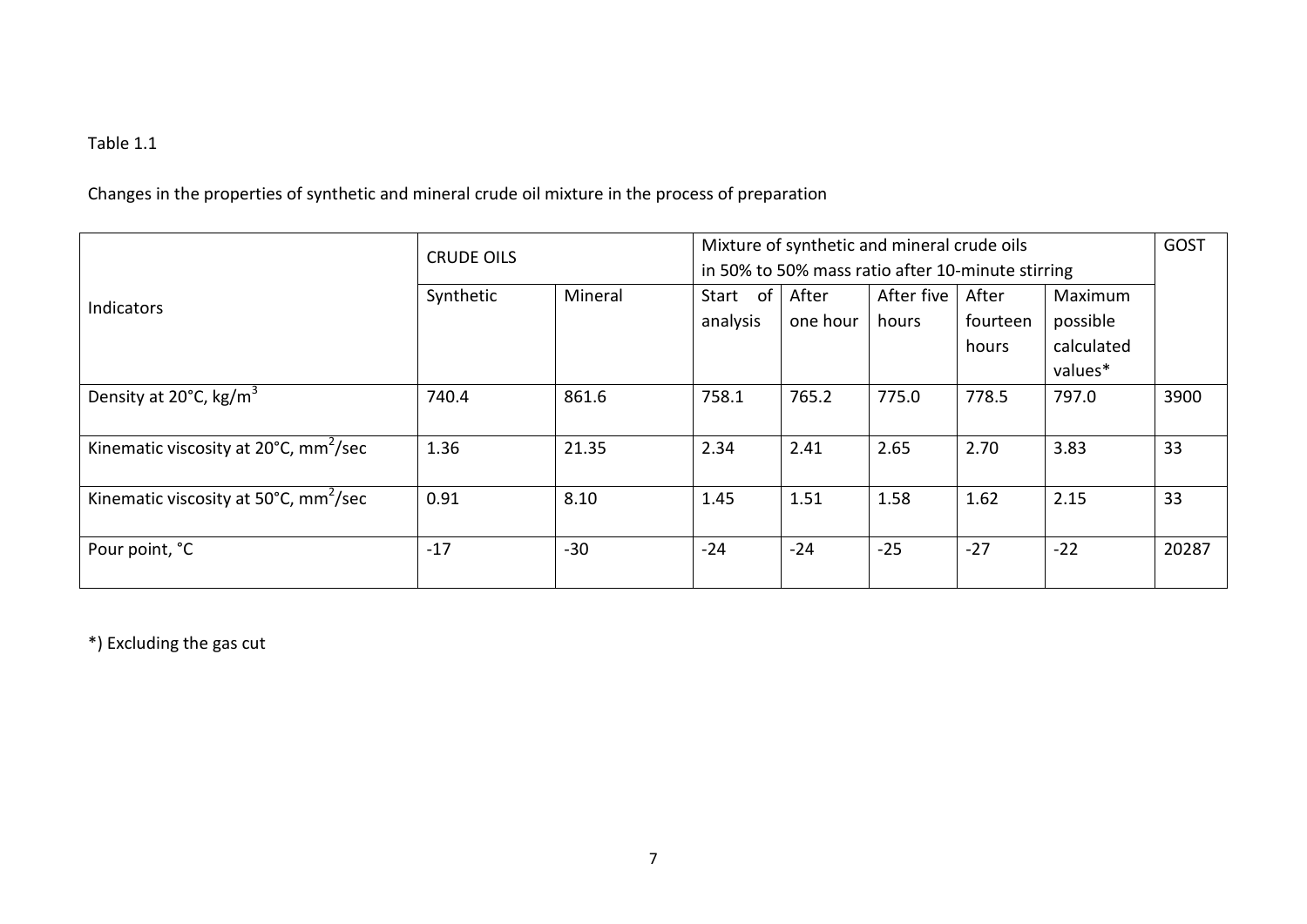Table 1.1

Changes in the properties of synthetic and mineral crude oil mixture in the process of preparation

| Indicators | CRUDE OILS | | Mixture of synthetic and mineral crude oils in 50% to 50% mass ratio after 10-minute stirring | | | | | GOST |
|---|---|---|---|---|---|---|---|---|
| | Synthetic | Mineral | Start of analysis | After one hour | After five hours | After fourteen hours | Maximum possible calculated values* | |
| Density at 20°C, $kg/m^3$ | 740.4 | 861.6 | 758.1 | 765.2 | 775.0 | 778.5 | 797.0 | 3900 |
| Kinematic viscosity at 20°C, $mm^2/sec$ | 1.36 | 21.35 | 2.34 | 2.41 | 2.65 | 2.70 | 3.83 | 33 |
| Kinematic viscosity at 50°C, $mm^2/sec$ | 0.91 | 8.10 | 1.45 | 1.51 | 1.58 | 1.62 | 2.15 | 33 |
| Pour point, °C | -17 | -30 | -24 | -24 | -25 | -27 | -22 | 20287 |

*) Excluding the gas cut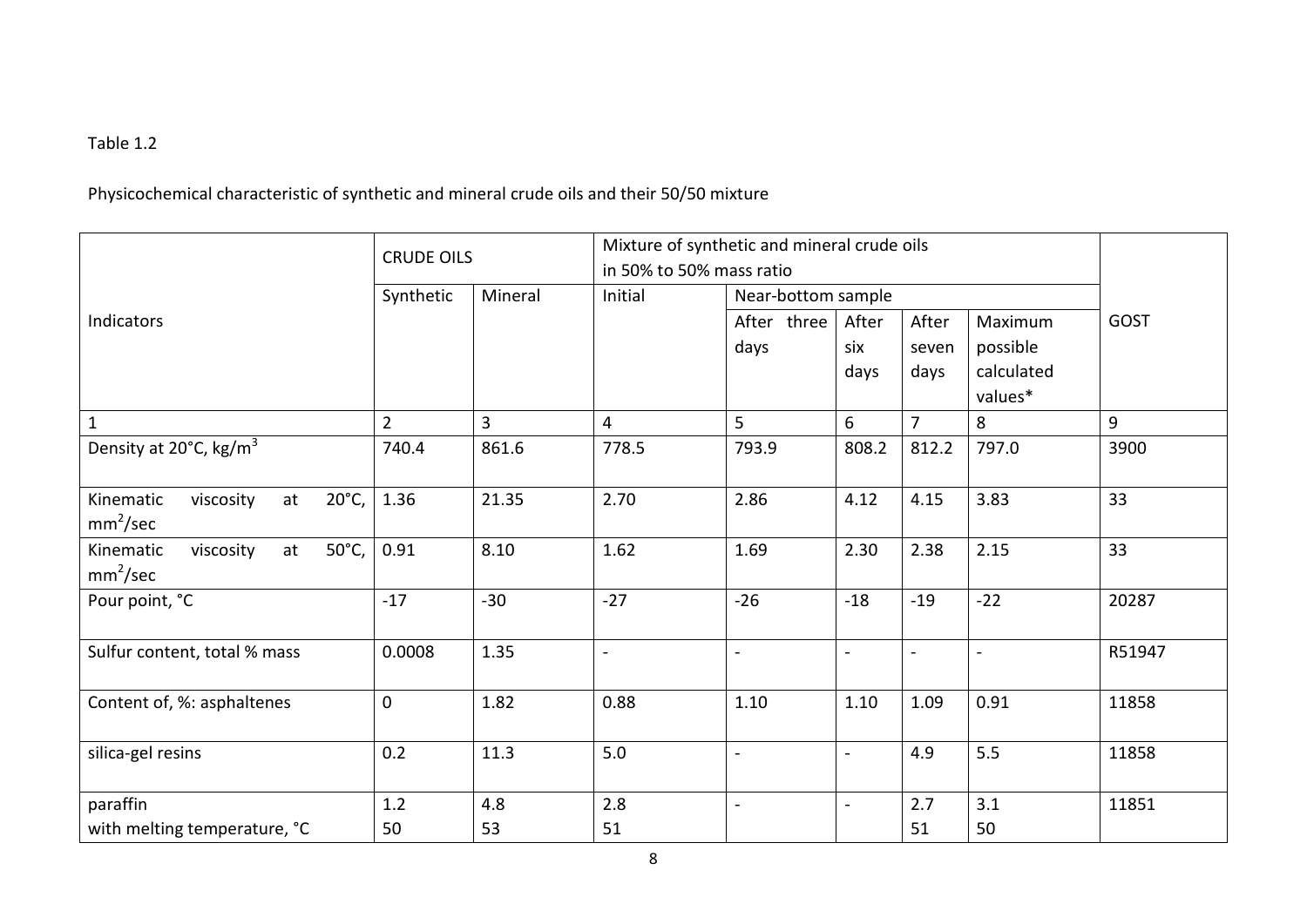Table 1.2

Physicochemical characteristic of synthetic and mineral crude oils and their 50/50 mixture

| Indicators | CRUDE OILS | | Mixture of synthetic and mineral crude oils in 50% to 50% mass ratio | | | | | GOST |
|---|---|---|---|---|---|---|---|---|
| | Synthetic | Mineral | Initial | Near-bottom sample | | | | |
| | | | | After three days | After six days | After seven days | Maximum possible calculated values* | |
| 1 | 2 | 3 | 4 | 5 | 6 | 7 | 8 | 9 |
| Density at 20°C, kg/m$^3$ | 740.4 | 861.6 | 778.5 | 793.9 | 808.2 | 812.2 | 797.0 | 3900 |
| Kinematic viscosity at 20°C, mm$^2$/sec | 1.36 | 21.35 | 2.70 | 2.86 | 4.12 | 4.15 | 3.83 | 33 |
| Kinematic viscosity at 50°C, mm$^2$/sec | 0.91 | 8.10 | 1.62 | 1.69 | 2.30 | 2.38 | 2.15 | 33 |
| Pour point, °C | -17 | -30 | -27 | -26 | -18 | -19 | -22 | 20287 |
| Sulfur content, total % mass | 0.0008 | 1.35 | - | - | - | - | - | R51947 |
| Content of, %: asphaltenes | 0 | 1.82 | 0.88 | 1.10 | 1.10 | 1.09 | 0.91 | 11858 |
| silica-gel resins | 0.2 | 11.3 | 5.0 | - | - | 4.9 | 5.5 | 11858 |
| paraffin<br>with melting temperature, °C | 1.2<br>50 | 4.8<br>53 | 2.8<br>51 | - | - | 2.7<br>51 | 3.1<br>50 | 11851 |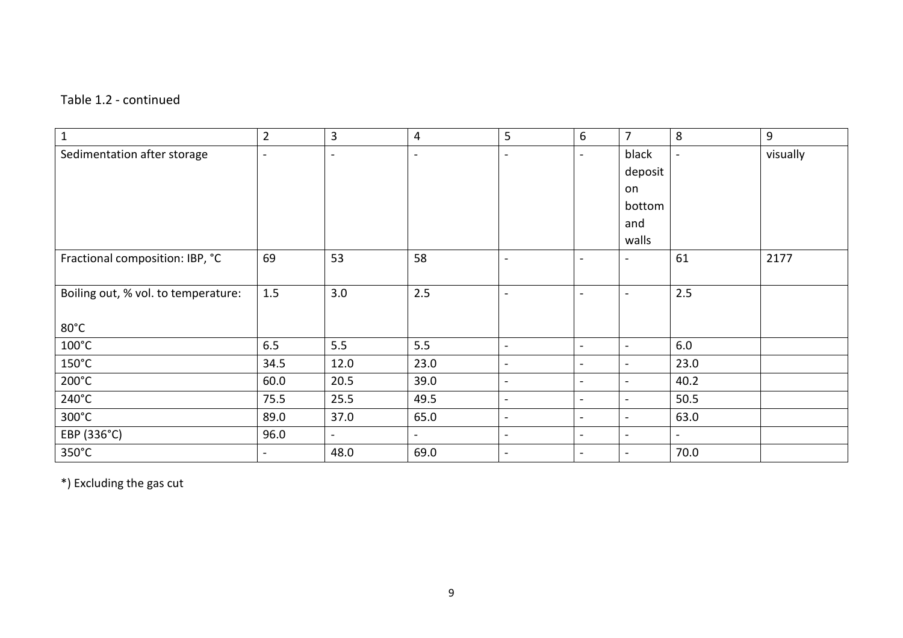Table 1.2 - continued

| 1 | 2 | 3 | 4 | 5 | 6 | 7 | 8 | 9 |
|---|---|---|---|---|---|---|---|---|
| Sedimentation after storage | - | - | - | - | - | black deposit on bottom and walls | - | visually |
| Fractional composition: IBP, °C | 69 | 53 | 58 | - | - | - | 61 | 2177 |
| Boiling out, % vol. to temperature: 80°C | 1.5 | 3.0 | 2.5 | - | - | - | 2.5 | |
| 100°C | 6.5 | 5.5 | 5.5 | - | - | - | 6.0 | |
| 150°C | 34.5 | 12.0 | 23.0 | - | - | - | 23.0 | |
| 200°C | 60.0 | 20.5 | 39.0 | - | - | - | 40.2 | |
| 240°C | 75.5 | 25.5 | 49.5 | - | - | - | 50.5 | |
| 300°C | 89.0 | 37.0 | 65.0 | - | - | - | 63.0 | |
| EBP (336°C) | 96.0 | - | - | - | - | - | - | |
| 350°C | - | 48.0 | 69.0 | - | - | - | 70.0 | |

*) Excluding the gas cut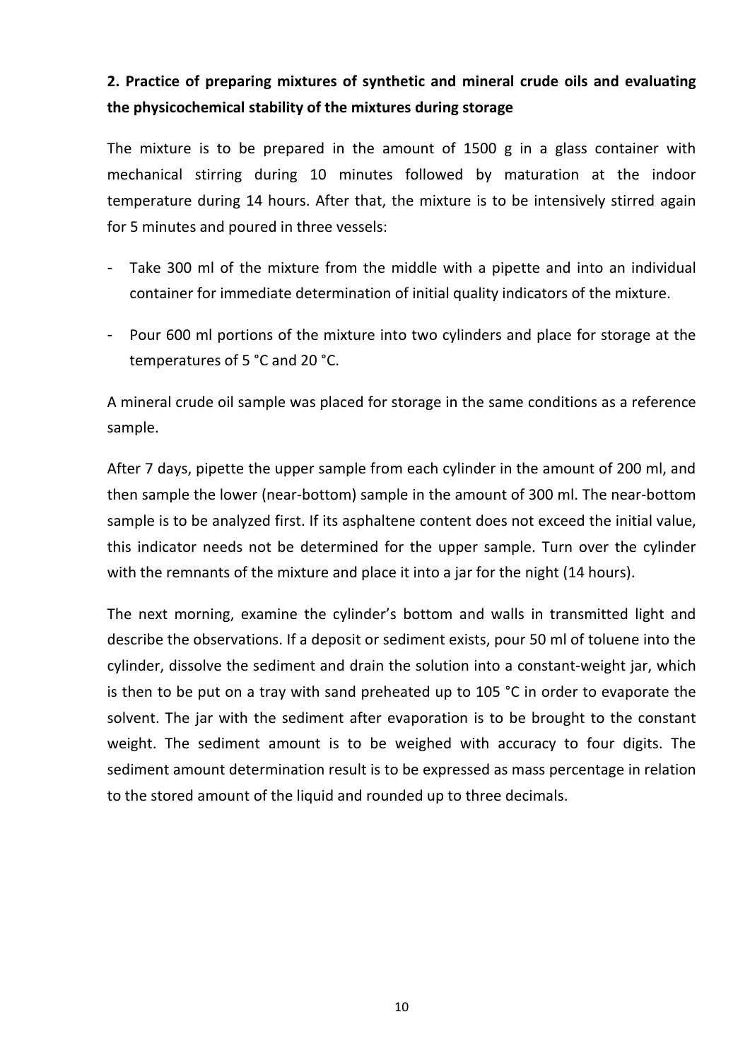## 2. Practice of preparing mixtures of synthetic and mineral crude oils and evaluating the physicochemical stability of the mixtures during storage

The mixture is to be prepared in the amount of 1500 g in a glass container with mechanical stirring during 10 minutes followed by maturation at the indoor temperature during 14 hours. After that, the mixture is to be intensively stirred again for 5 minutes and poured in three vessels:

- Take 300 ml of the mixture from the middle with a pipette and into an individual container for immediate determination of initial quality indicators of the mixture.
- Pour 600 ml portions of the mixture into two cylinders and place for storage at the temperatures of 5 °C and 20 °C.

A mineral crude oil sample was placed for storage in the same conditions as a reference sample.

After 7 days, pipette the upper sample from each cylinder in the amount of 200 ml, and then sample the lower (near-bottom) sample in the amount of 300 ml. The near-bottom sample is to be analyzed first. If its asphaltene content does not exceed the initial value, this indicator needs not be determined for the upper sample. Turn over the cylinder with the remnants of the mixture and place it into a jar for the night (14 hours).

The next morning, examine the cylinder's bottom and walls in transmitted light and describe the observations. If a deposit or sediment exists, pour 50 ml of toluene into the cylinder, dissolve the sediment and drain the solution into a constant-weight jar, which is then to be put on a tray with sand preheated up to 105 °C in order to evaporate the solvent. The jar with the sediment after evaporation is to be brought to the constant weight. The sediment amount is to be weighed with accuracy to four digits. The sediment amount determination result is to be expressed as mass percentage in relation to the stored amount of the liquid and rounded up to three decimals.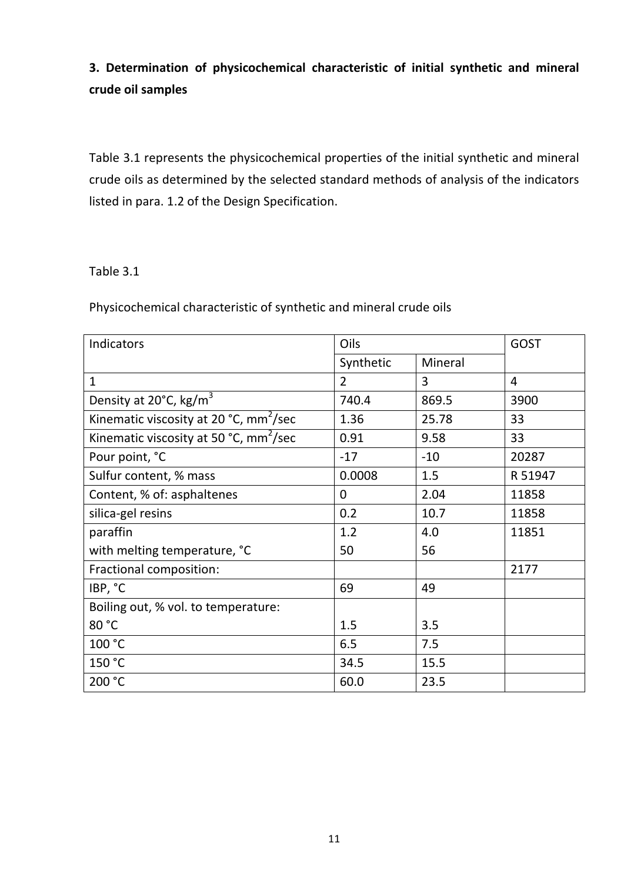### 3. Determination of physicochemical characteristic of initial synthetic and mineral crude oil samples

Table 3.1 represents the physicochemical properties of the initial synthetic and mineral crude oils as determined by the selected standard methods of analysis of the indicators listed in para. 1.2 of the Design Specification.

Table 3.1

Physicochemical characteristic of synthetic and mineral crude oils

| Indicators | Oils | | GOST |
|---|---|---|---|
| | Synthetic | Mineral | |
| 1 | 2 | 3 | 4 |
| Density at 20°C, kg/m$^3$ | 740.4 | 869.5 | 3900 |
| Kinematic viscosity at 20 °C, mm$^2$/sec | 1.36 | 25.78 | 33 |
| Kinematic viscosity at 50 °C, mm$^2$/sec | 0.91 | 9.58 | 33 |
| Pour point, °C | -17 | -10 | 20287 |
| Sulfur content, % mass | 0.0008 | 1.5 | R 51947 |
| Content, % of: asphaltenes | 0 | 2.04 | 11858 |
| silica-gel resins | 0.2 | 10.7 | 11858 |
| paraffin<br>with melting temperature, °C | 1.2<br>50 | 4.0<br>56 | 11851 |
| Fractional composition: | | | 2177 |
| IBP, °C | 69 | 49 | |
| Boiling out, % vol. to temperature:<br>80 °C | <br>1.5 | <br>3.5 | |
| 100 °C | 6.5 | 7.5 | |
| 150 °C | 34.5 | 15.5 | |
| 200 °C | 60.0 | 23.5 | |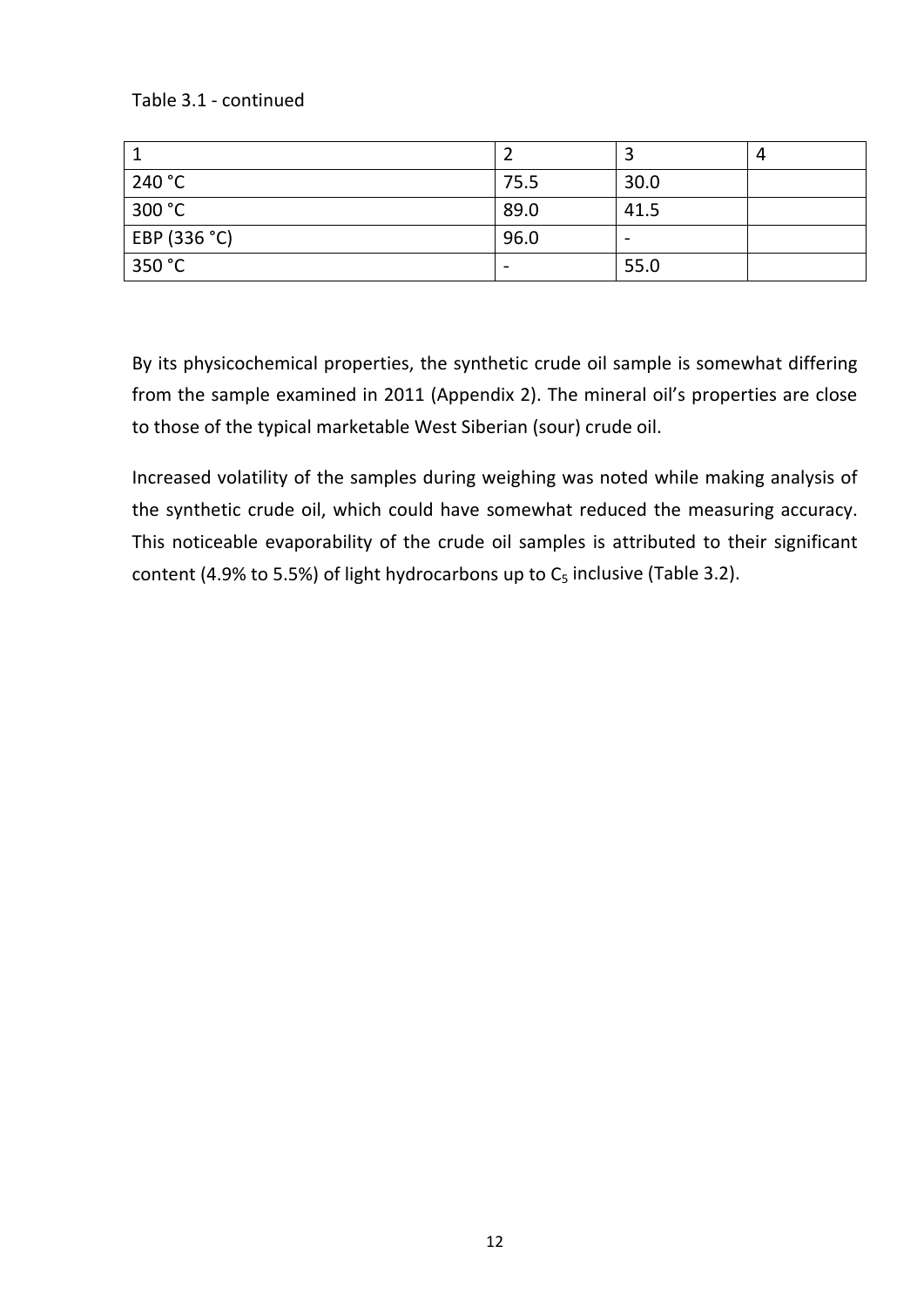Table 3.1 - continued

| 1 | 2 | 3 | 4 |
|---|---|---|---|
| 240 °C | 75.5 | 30.0 | |
| 300 °C | 89.0 | 41.5 | |
| EBP (336 °C) | 96.0 | - | |
| 350 °C | - | 55.0 | |

By its physicochemical properties, the synthetic crude oil sample is somewhat differing from the sample examined in 2011 (Appendix 2). The mineral oil's properties are close to those of the typical marketable West Siberian (sour) crude oil.

Increased volatility of the samples during weighing was noted while making analysis of the synthetic crude oil, which could have somewhat reduced the measuring accuracy. This noticeable evaporability of the crude oil samples is attributed to their significant content (4.9% to 5.5%) of light hydrocarbons up to $C_5$ inclusive (Table 3.2).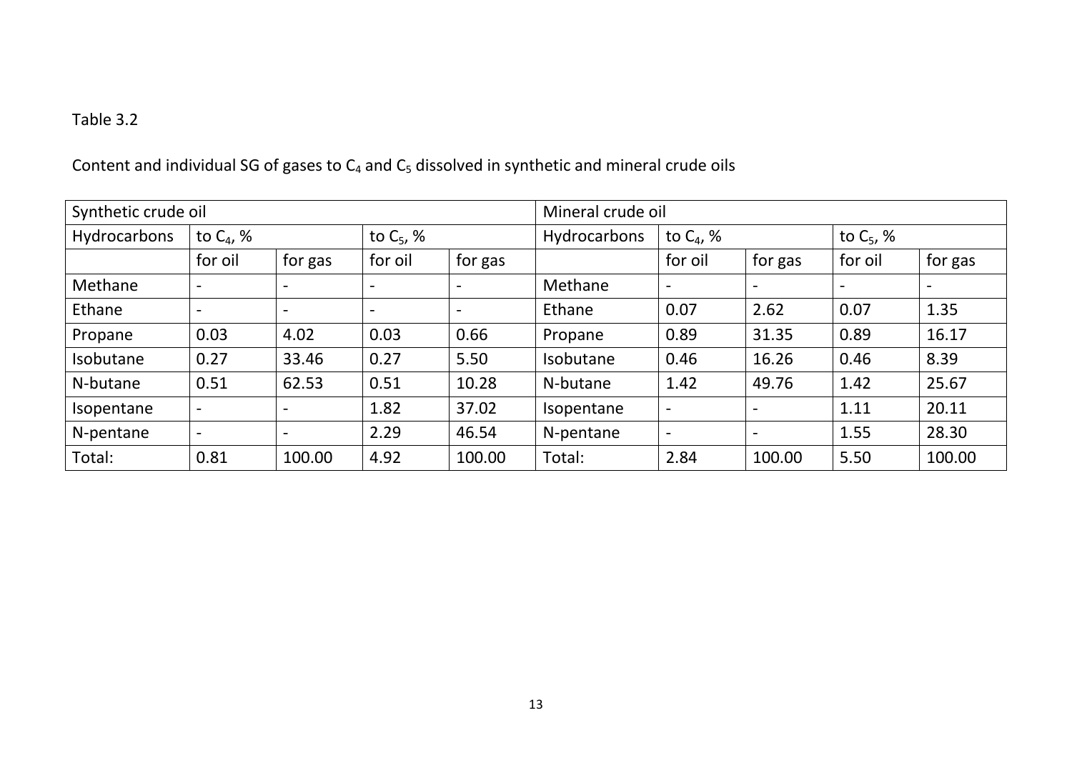Table 3.2

Content and individual SG of gases to $C_4$ and $C_5$ dissolved in synthetic and mineral crude oils

| Synthetic crude oil | | | | | Mineral crude oil | | | | |
|---|---|---|---|---|---|---|---|---|---|
| Hydrocarbons | to $C_4$, % | | to $C_5$, % | | Hydrocarbons | to $C_4$, % | | to $C_5$, % | |
| | for oil | for gas | for oil | for gas | | for oil | for gas | for oil | for gas |
| Methane | - | - | - | - | Methane | - | - | - | - |
| Ethane | - | - | - | - | Ethane | 0.07 | 2.62 | 0.07 | 1.35 |
| Propane | 0.03 | 4.02 | 0.03 | 0.66 | Propane | 0.89 | 31.35 | 0.89 | 16.17 |
| Isobutane | 0.27 | 33.46 | 0.27 | 5.50 | Isobutane | 0.46 | 16.26 | 0.46 | 8.39 |
| N-butane | 0.51 | 62.53 | 0.51 | 10.28 | N-butane | 1.42 | 49.76 | 1.42 | 25.67 |
| Isopentane | - | - | 1.82 | 37.02 | Isopentane | - | - | 1.11 | 20.11 |
| N-pentane | - | - | 2.29 | 46.54 | N-pentane | - | - | 1.55 | 28.30 |
| Total: | 0.81 | 100.00 | 4.92 | 100.00 | Total: | 2.84 | 100.00 | 5.50 | 100.00 |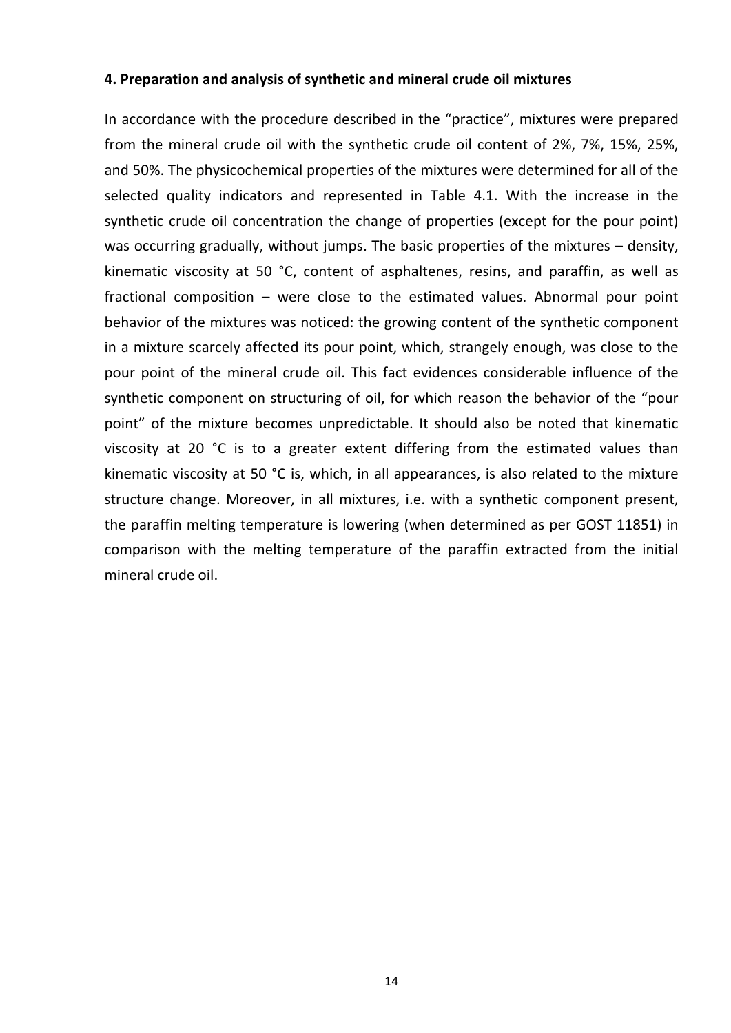### 4. Preparation and analysis of synthetic and mineral crude oil mixtures

In accordance with the procedure described in the "practice", mixtures were prepared from the mineral crude oil with the synthetic crude oil content of 2%, 7%, 15%, 25%, and 50%. The physicochemical properties of the mixtures were determined for all of the selected quality indicators and represented in Table 4.1. With the increase in the synthetic crude oil concentration the change of properties (except for the pour point) was occurring gradually, without jumps. The basic properties of the mixtures – density, kinematic viscosity at 50 °C, content of asphaltenes, resins, and paraffin, as well as fractional composition – were close to the estimated values. Abnormal pour point behavior of the mixtures was noticed: the growing content of the synthetic component in a mixture scarcely affected its pour point, which, strangely enough, was close to the pour point of the mineral crude oil. This fact evidences considerable influence of the synthetic component on structuring of oil, for which reason the behavior of the "pour point" of the mixture becomes unpredictable. It should also be noted that kinematic viscosity at 20 °C is to a greater extent differing from the estimated values than kinematic viscosity at 50 °C is, which, in all appearances, is also related to the mixture structure change. Moreover, in all mixtures, i.e. with a synthetic component present, the paraffin melting temperature is lowering (when determined as per GOST 11851) in comparison with the melting temperature of the paraffin extracted from the initial mineral crude oil.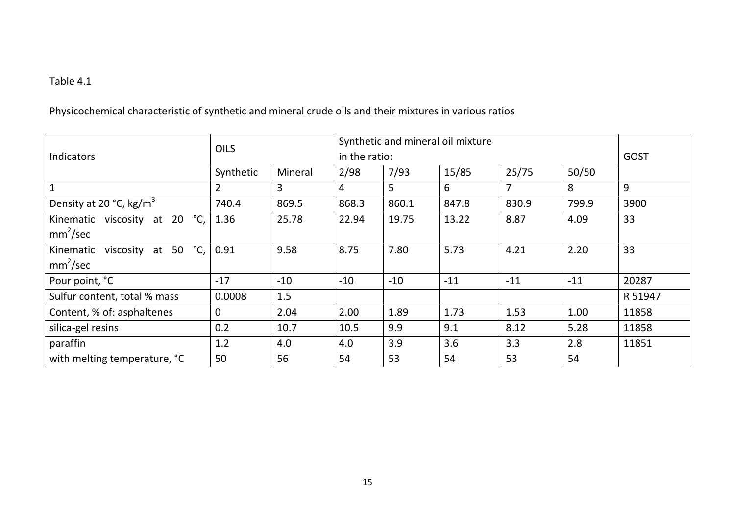Table 4.1

Physicochemical characteristic of synthetic and mineral crude oils and their mixtures in various ratios

| Indicators | OILS | | Synthetic and mineral oil mixture in the ratio: | | | | | GOST |
|---|---|---|---|---|---|---|---|---|
| | Synthetic | Mineral | 2/98 | 7/93 | 15/85 | 25/75 | 50/50 | |
| 1 | 2 | 3 | 4 | 5 | 6 | 7 | 8 | 9 |
| Density at 20 °C, kg/m$^3$ | 740.4 | 869.5 | 868.3 | 860.1 | 847.8 | 830.9 | 799.9 | 3900 |
| Kinematic viscosity at 20 °C, mm$^2$/sec | 1.36 | 25.78 | 22.94 | 19.75 | 13.22 | 8.87 | 4.09 | 33 |
| Kinematic viscosity at 50 °C, mm$^2$/sec | 0.91 | 9.58 | 8.75 | 7.80 | 5.73 | 4.21 | 2.20 | 33 |
| Pour point, °C | -17 | -10 | -10 | -10 | -11 | -11 | -11 | 20287 |
| Sulfur content, total % mass | 0.0008 | 1.5 | | | | | | R 51947 |
| Content, % of: asphaltenes | 0 | 2.04 | 2.00 | 1.89 | 1.73 | 1.53 | 1.00 | 11858 |
| silica-gel resins | 0.2 | 10.7 | 10.5 | 9.9 | 9.1 | 8.12 | 5.28 | 11858 |
| paraffin | 1.2 | 4.0 | 4.0 | 3.9 | 3.6 | 3.3 | 2.8 | 11851 |
| with melting temperature, °C | 50 | 56 | 54 | 53 | 54 | 53 | 54 | |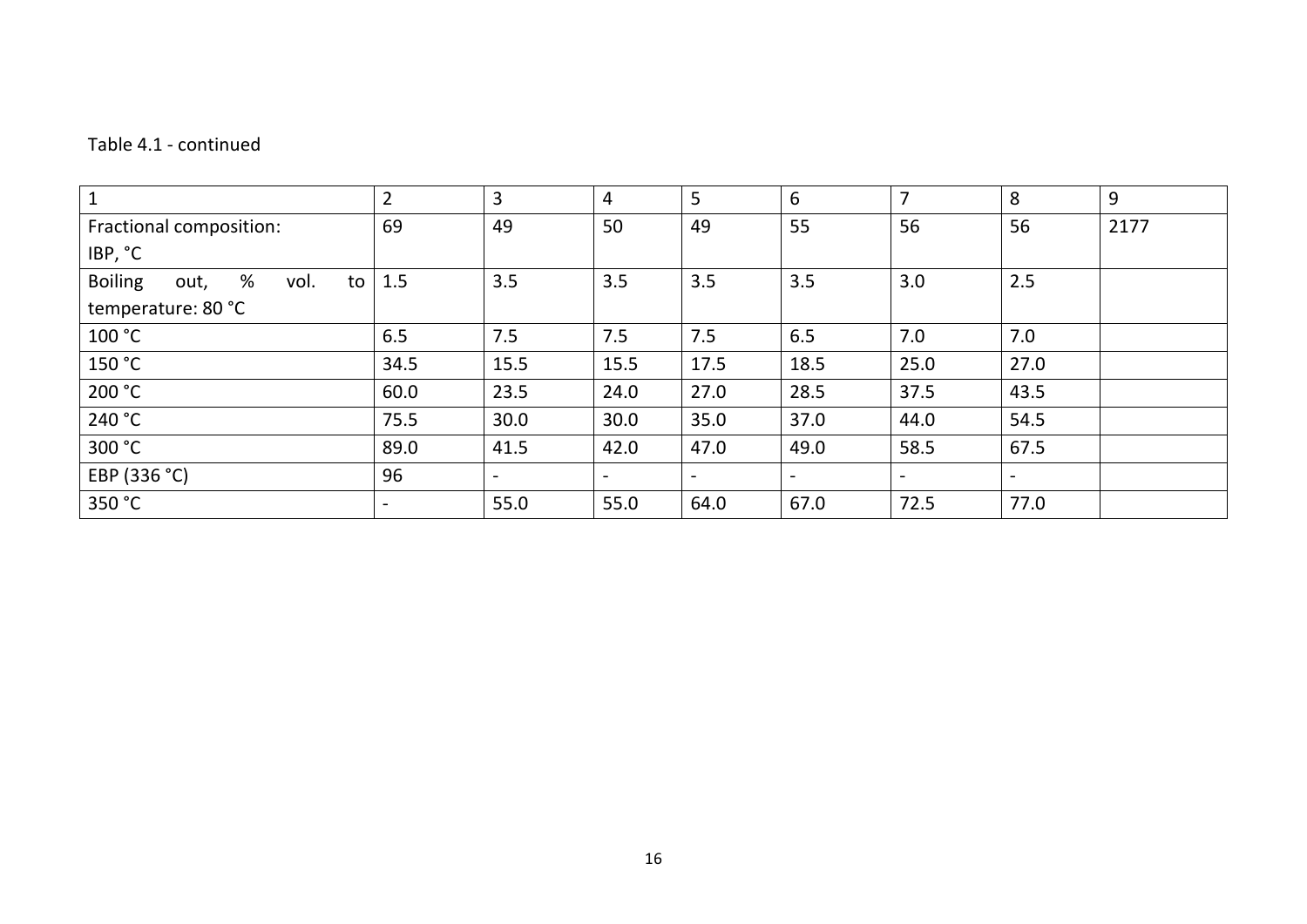Table 4.1 - continued

| 1 | 2 | 3 | 4 | 5 | 6 | 7 | 8 | 9 |
|---|---|---|---|---|---|---|---|---|
| Fractional composition: IBP, °C | 69 | 49 | 50 | 49 | 55 | 56 | 56 | 2177 |
| Boiling out, % vol. to temperature: 80 °C | 1.5 | 3.5 | 3.5 | 3.5 | 3.5 | 3.0 | 2.5 | |
| 100 °C | 6.5 | 7.5 | 7.5 | 7.5 | 6.5 | 7.0 | 7.0 | |
| 150 °C | 34.5 | 15.5 | 15.5 | 17.5 | 18.5 | 25.0 | 27.0 | |
| 200 °C | 60.0 | 23.5 | 24.0 | 27.0 | 28.5 | 37.5 | 43.5 | |
| 240 °C | 75.5 | 30.0 | 30.0 | 35.0 | 37.0 | 44.0 | 54.5 | |
| 300 °C | 89.0 | 41.5 | 42.0 | 47.0 | 49.0 | 58.5 | 67.5 | |
| EBP (336 °C) | 96 | - | - | - | - | - | - | |
| 350 °C | - | 55.0 | 55.0 | 64.0 | 67.0 | 72.5 | 77.0 | |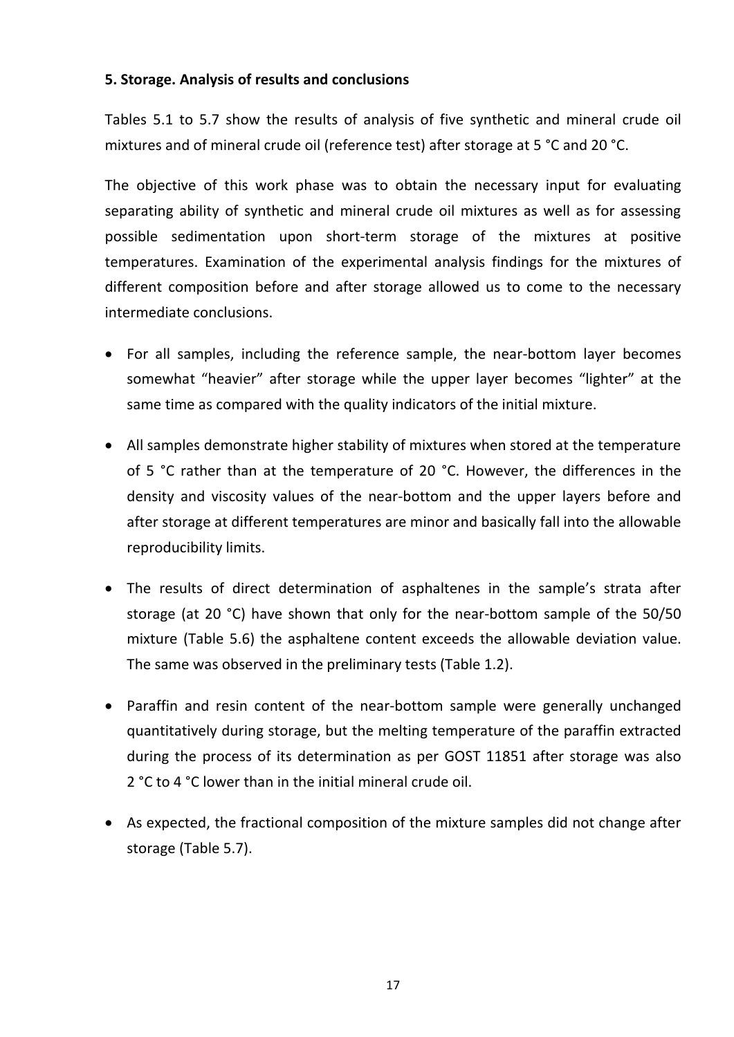**5. Storage. Analysis of results and conclusions**

Tables 5.1 to 5.7 show the results of analysis of five synthetic and mineral crude oil mixtures and of mineral crude oil (reference test) after storage at 5 °C and 20 °C.

The objective of this work phase was to obtain the necessary input for evaluating separating ability of synthetic and mineral crude oil mixtures as well as for assessing possible sedimentation upon short-term storage of the mixtures at positive temperatures. Examination of the experimental analysis findings for the mixtures of different composition before and after storage allowed us to come to the necessary intermediate conclusions.

- For all samples, including the reference sample, the near-bottom layer becomes somewhat "heavier" after storage while the upper layer becomes "lighter" at the same time as compared with the quality indicators of the initial mixture.
- All samples demonstrate higher stability of mixtures when stored at the temperature of 5 °C rather than at the temperature of 20 °C. However, the differences in the density and viscosity values of the near-bottom and the upper layers before and after storage at different temperatures are minor and basically fall into the allowable reproducibility limits.
- The results of direct determination of asphaltenes in the sample's strata after storage (at 20 °C) have shown that only for the near-bottom sample of the 50/50 mixture (Table 5.6) the asphaltene content exceeds the allowable deviation value. The same was observed in the preliminary tests (Table 1.2).
- Paraffin and resin content of the near-bottom sample were generally unchanged quantitatively during storage, but the melting temperature of the paraffin extracted during the process of its determination as per GOST 11851 after storage was also 2 °C to 4 °C lower than in the initial mineral crude oil.
- As expected, the fractional composition of the mixture samples did not change after storage (Table 5.7).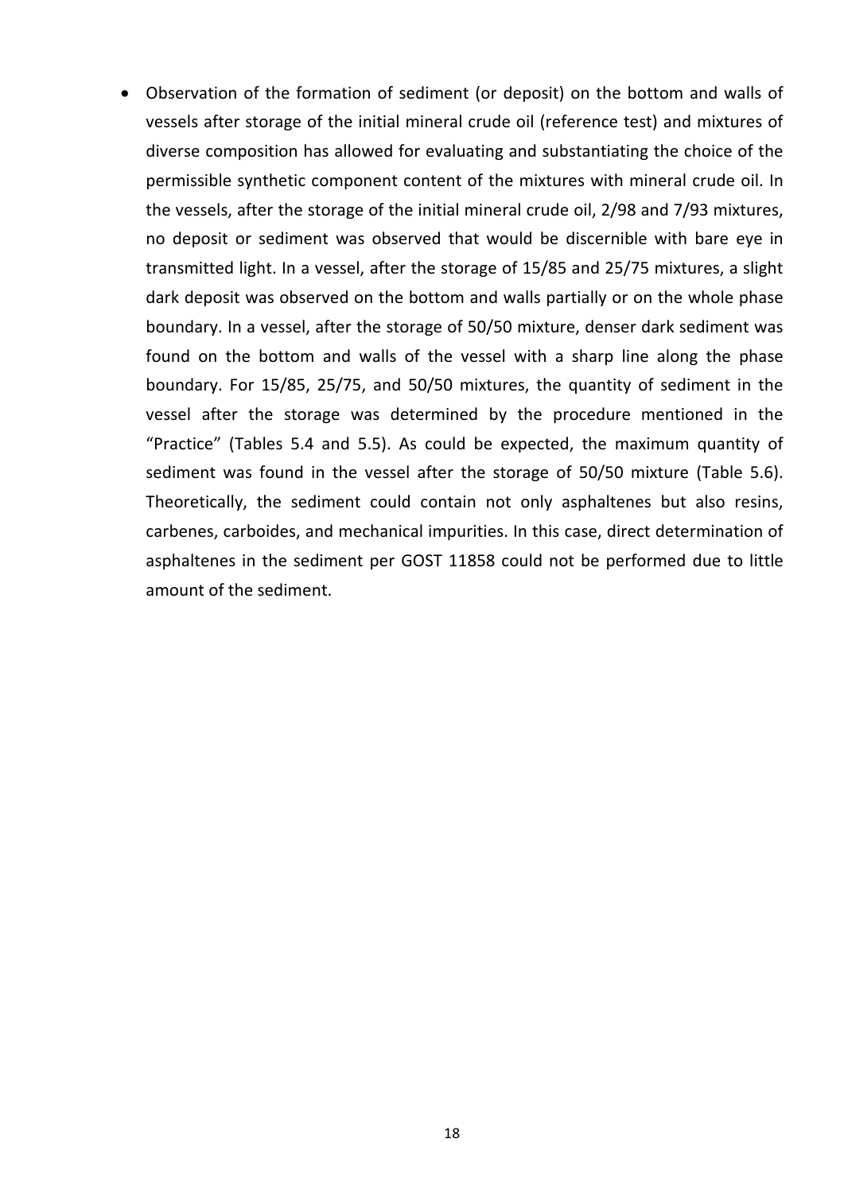- Observation of the formation of sediment (or deposit) on the bottom and walls of vessels after storage of the initial mineral crude oil (reference test) and mixtures of diverse composition has allowed for evaluating and substantiating the choice of the permissible synthetic component content of the mixtures with mineral crude oil. In the vessels, after the storage of the initial mineral crude oil, 2/98 and 7/93 mixtures, no deposit or sediment was observed that would be discernible with bare eye in transmitted light. In a vessel, after the storage of 15/85 and 25/75 mixtures, a slight dark deposit was observed on the bottom and walls partially or on the whole phase boundary. In a vessel, after the storage of 50/50 mixture, denser dark sediment was found on the bottom and walls of the vessel with a sharp line along the phase boundary. For 15/85, 25/75, and 50/50 mixtures, the quantity of sediment in the vessel after the storage was determined by the procedure mentioned in the "Practice" (Tables 5.4 and 5.5). As could be expected, the maximum quantity of sediment was found in the vessel after the storage of 50/50 mixture (Table 5.6). Theoretically, the sediment could contain not only asphaltenes but also resins, carbenes, carboides, and mechanical impurities. In this case, direct determination of asphaltenes in the sediment per GOST 11858 could not be performed due to little amount of the sediment.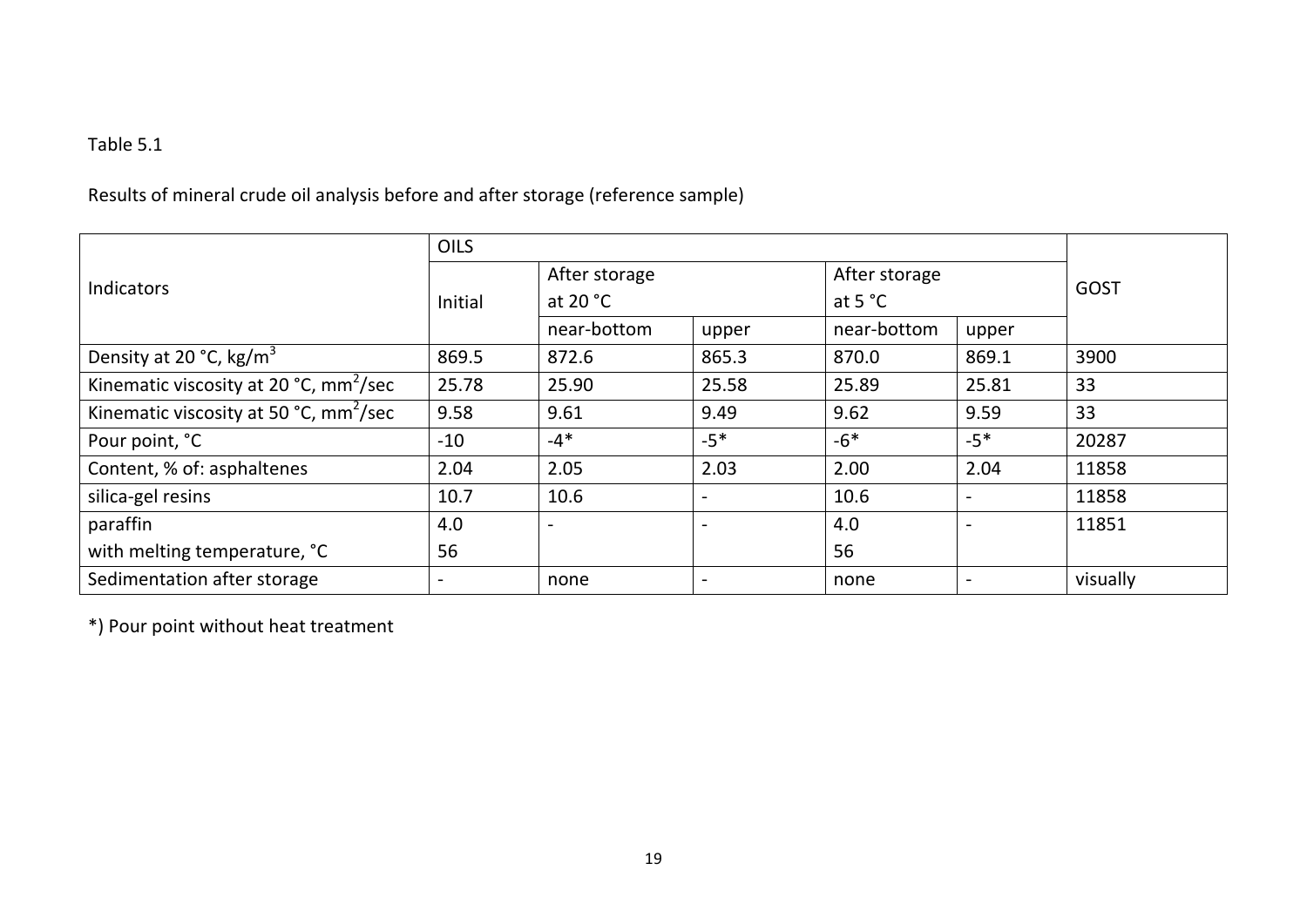Table 5.1

Results of mineral crude oil analysis before and after storage (reference sample)

| Indicators | OILS | | | | | GOST |
|---|---|---|---|---|---|---|
| | Initial | After storage at 20 °C | | After storage at 5 °C | | |
| | | near-bottom | upper | near-bottom | upper | |
| Density at 20 °C, kg/m$^3$ | 869.5 | 872.6 | 865.3 | 870.0 | 869.1 | 3900 |
| Kinematic viscosity at 20 °C, mm$^2$/sec | 25.78 | 25.90 | 25.58 | 25.89 | 25.81 | 33 |
| Kinematic viscosity at 50 °C, mm$^2$/sec | 9.58 | 9.61 | 9.49 | 9.62 | 9.59 | 33 |
| Pour point, °C | -10 | -4* | -5* | -6* | -5* | 20287 |
| Content, % of: asphaltenes | 2.04 | 2.05 | 2.03 | 2.00 | 2.04 | 11858 |
| silica-gel resins | 10.7 | 10.6 | - | 10.6 | - | 11858 |
| paraffin<br>with melting temperature, °C | 4.0<br>56 | - | - | 4.0<br>56 | - | 11851 |
| Sedimentation after storage | - | none | - | none | - | visually |

*) Pour point without heat treatment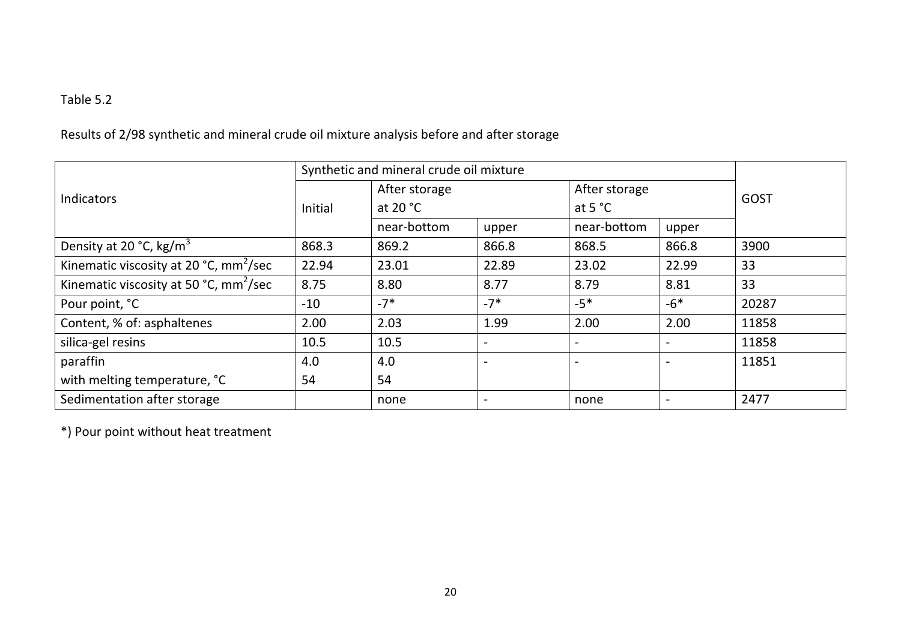Table 5.2

Results of 2/98 synthetic and mineral crude oil mixture analysis before and after storage

| Indicators | Synthetic and mineral crude oil mixture | | | | | GOST |
|---|---|---|---|---|---|---|
| | Initial | After storage at 20 °C | | After storage at 5 °C | | |
| | | near-bottom | upper | near-bottom | upper | |
| Density at 20 °C, kg/m$^3$ | 868.3 | 869.2 | 866.8 | 868.5 | 866.8 | 3900 |
| Kinematic viscosity at 20 °C, mm$^2$/sec | 22.94 | 23.01 | 22.89 | 23.02 | 22.99 | 33 |
| Kinematic viscosity at 50 °C, mm$^2$/sec | 8.75 | 8.80 | 8.77 | 8.79 | 8.81 | 33 |
| Pour point, °C | -10 | -7* | -7* | -5* | -6* | 20287 |
| Content, % of: asphaltenes | 2.00 | 2.03 | 1.99 | 2.00 | 2.00 | 11858 |
| silica-gel resins | 10.5 | 10.5 | - | - | - | 11858 |
| paraffin<br>with melting temperature, °C | 4.0<br>54 | 4.0<br>54 | - | - | - | 11851 |
| Sedimentation after storage | | none | - | none | - | 2477 |

*) Pour point without heat treatment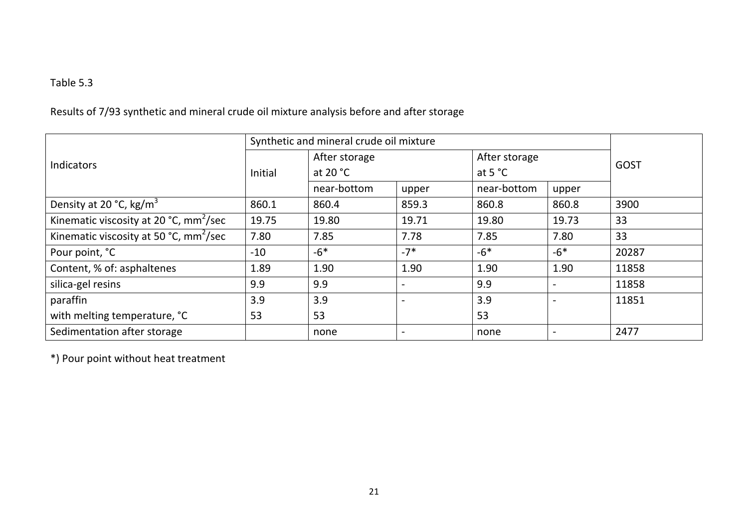Table 5.3

Results of 7/93 synthetic and mineral crude oil mixture analysis before and after storage

| Indicators | Synthetic and mineral crude oil mixture | | | | | GOST |
|---|---|---|---|---|---|---|
| | Initial | After storage at 20 °C | | After storage at 5 °C | | |
| | | near-bottom | upper | near-bottom | upper | |
| Density at 20 °C, kg/m$^3$ | 860.1 | 860.4 | 859.3 | 860.8 | 860.8 | 3900 |
| Kinematic viscosity at 20 °C, mm$^2$/sec | 19.75 | 19.80 | 19.71 | 19.80 | 19.73 | 33 |
| Kinematic viscosity at 50 °C, mm$^2$/sec | 7.80 | 7.85 | 7.78 | 7.85 | 7.80 | 33 |
| Pour point, °C | -10 | -6* | -7* | -6* | -6* | 20287 |
| Content, % of: asphaltenes | 1.89 | 1.90 | 1.90 | 1.90 | 1.90 | 11858 |
| silica-gel resins | 9.9 | 9.9 | - | 9.9 | - | 11858 |
| paraffin<br>with melting temperature, °C | 3.9<br>53 | 3.9<br>53 | - | 3.9<br>53 | - | 11851 |
| Sedimentation after storage | | none | - | none | - | 2477 |

*) Pour point without heat treatment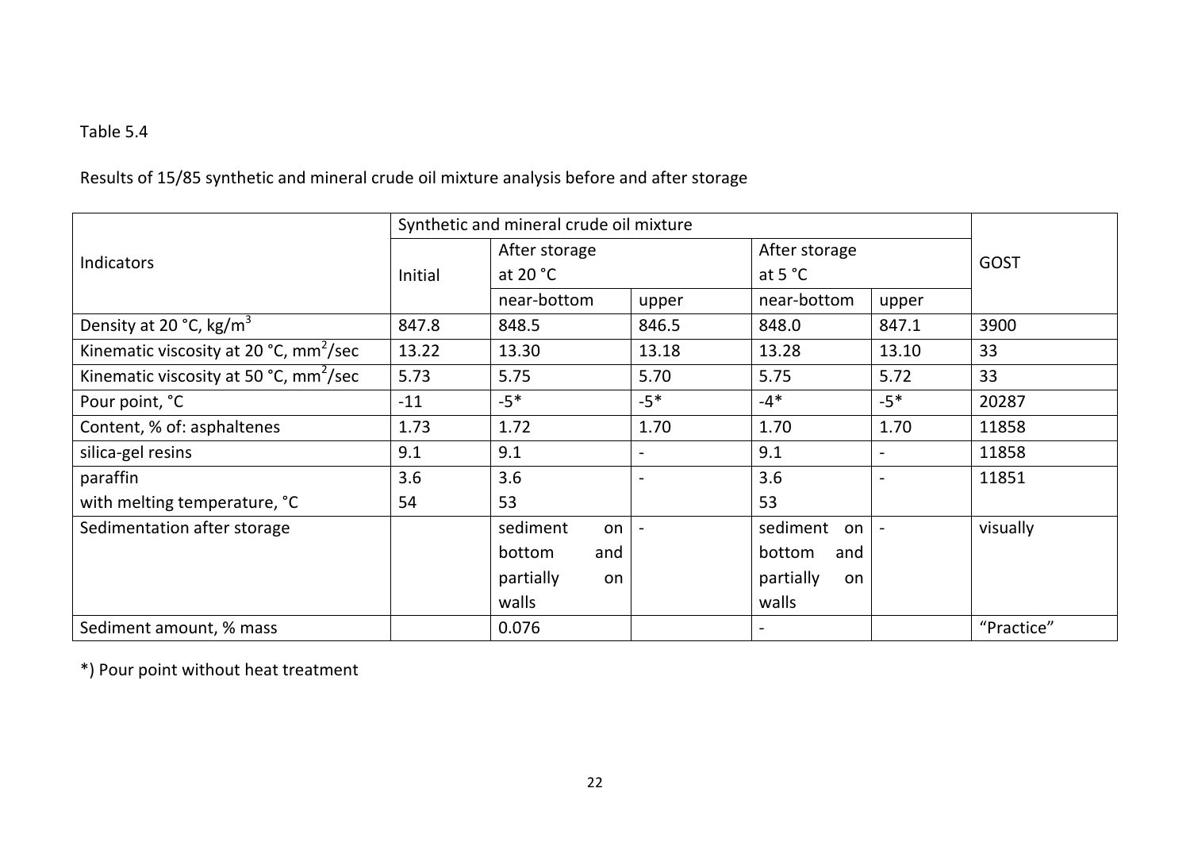Table 5.4

Results of 15/85 synthetic and mineral crude oil mixture analysis before and after storage

| Indicators | Synthetic and mineral crude oil mixture | | | | | GOST |
|---|---|---|---|---|---|---|
| | Initial | After storage at 20 °C | | After storage at 5 °C | | |
| | | near-bottom | upper | near-bottom | upper | |
| Density at 20 °C, kg/m$^3$ | 847.8 | 848.5 | 846.5 | 848.0 | 847.1 | 3900 |
| Kinematic viscosity at 20 °C, mm$^2$/sec | 13.22 | 13.30 | 13.18 | 13.28 | 13.10 | 33 |
| Kinematic viscosity at 50 °C, mm$^2$/sec | 5.73 | 5.75 | 5.70 | 5.75 | 5.72 | 33 |
| Pour point, °C | -11 | -5* | -5* | -4* | -5* | 20287 |
| Content, % of: asphaltenes | 1.73 | 1.72 | 1.70 | 1.70 | 1.70 | 11858 |
| silica-gel resins | 9.1 | 9.1 | - | 9.1 | - | 11858 |
| paraffin<br>with melting temperature, °C | 3.6<br>54 | 3.6<br>53 | - | 3.6<br>53 | - | 11851 |
| Sedimentation after storage | | sediment on bottom and partially on walls | - | sediment on bottom and partially on walls | - | visually |
| Sediment amount, % mass | | 0.076 | | - | | "Practice" |

*) Pour point without heat treatment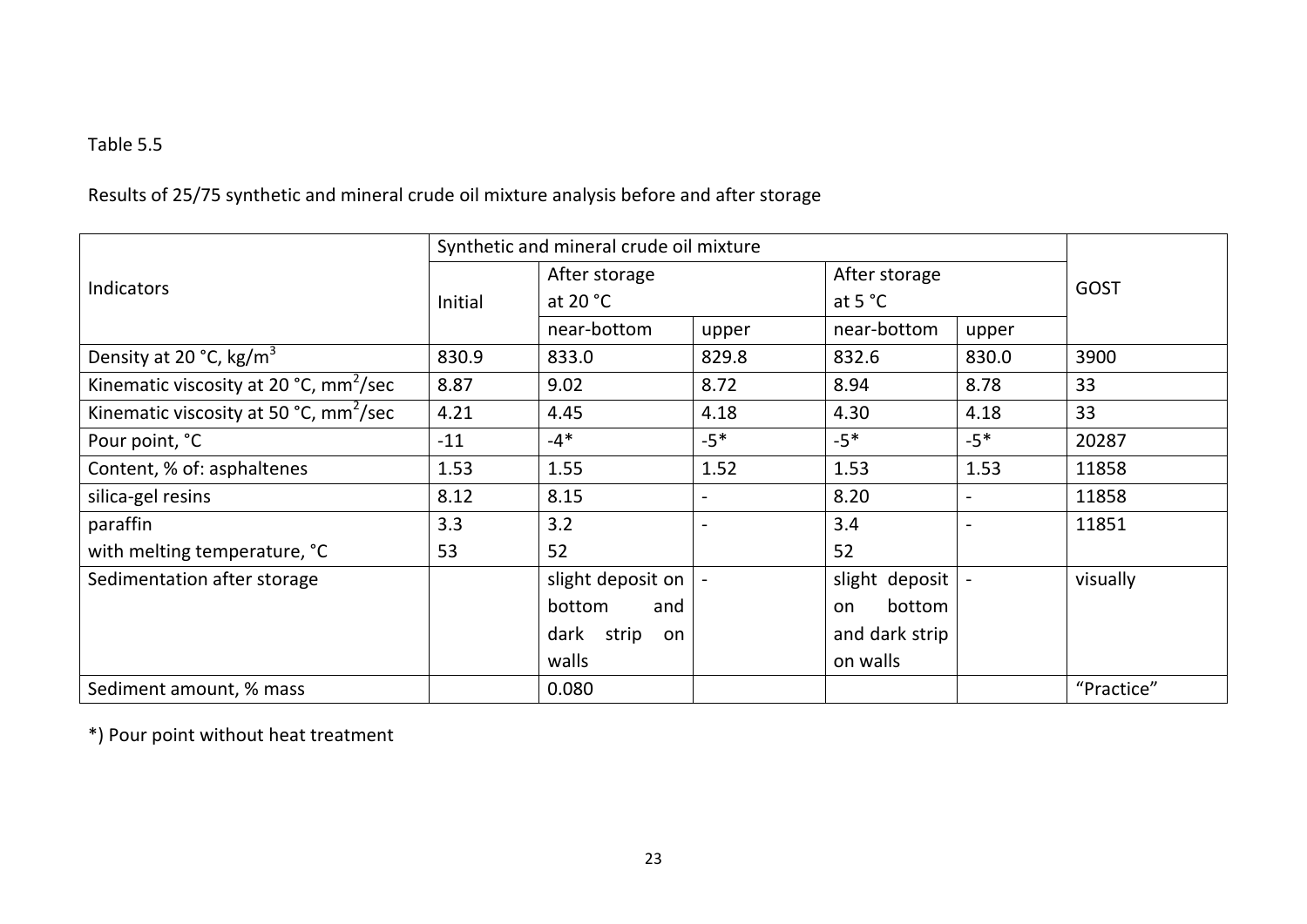Table 5.5

Results of 25/75 synthetic and mineral crude oil mixture analysis before and after storage

| Indicators | Synthetic and mineral crude oil mixture | | | | | GOST |
|---|---|---|---|---|---|---|
| | Initial | After storage at 20 °C | | After storage at 5 °C | | |
| | | near-bottom | upper | near-bottom | upper | |
| Density at 20 °C, kg/m$^3$ | 830.9 | 833.0 | 829.8 | 832.6 | 830.0 | 3900 |
| Kinematic viscosity at 20 °C, mm$^2$/sec | 8.87 | 9.02 | 8.72 | 8.94 | 8.78 | 33 |
| Kinematic viscosity at 50 °C, mm$^2$/sec | 4.21 | 4.45 | 4.18 | 4.30 | 4.18 | 33 |
| Pour point, °C | -11 | -4* | -5* | -5* | -5* | 20287 |
| Content, % of: asphaltenes | 1.53 | 1.55 | 1.52 | 1.53 | 1.53 | 11858 |
| silica-gel resins | 8.12 | 8.15 | - | 8.20 | - | 11858 |
| paraffin<br>with melting temperature, °C | 3.3<br>53 | 3.2<br>52 | - | 3.4<br>52 | - | 11851 |
| Sedimentation after storage | | slight deposit on bottom and dark strip on walls | - | slight deposit on bottom and dark strip on walls | - | visually |
| Sediment amount, % mass | | 0.080 | | | | "Practice" |

*) Pour point without heat treatment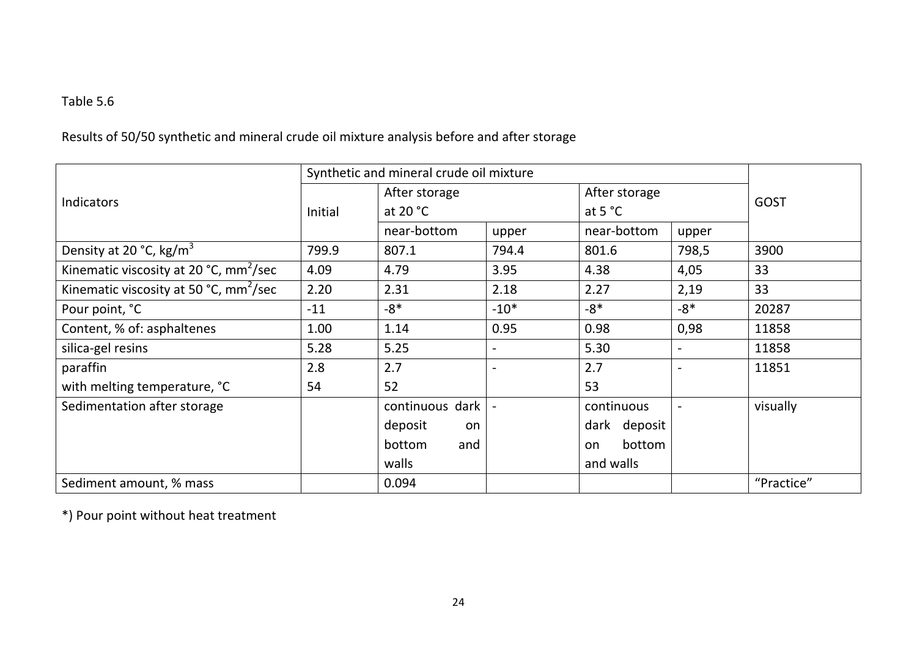Table 5.6

Results of 50/50 synthetic and mineral crude oil mixture analysis before and after storage

| Indicators | Synthetic and mineral crude oil mixture | | | | | GOST |
|---|---|---|---|---|---|---|
| | Initial | After storage at 20 °C | | After storage at 5 °C | | |
| | | near-bottom | upper | near-bottom | upper | |
| Density at 20 °C, kg/m$^3$ | 799.9 | 807.1 | 794.4 | 801.6 | 798,5 | 3900 |
| Kinematic viscosity at 20 °C, mm$^2$/sec | 4.09 | 4.79 | 3.95 | 4.38 | 4,05 | 33 |
| Kinematic viscosity at 50 °C, mm$^2$/sec | 2.20 | 2.31 | 2.18 | 2.27 | 2,19 | 33 |
| Pour point, °C | -11 | -8* | -10* | -8* | -8* | 20287 |
| Content, % of: asphaltenes | 1.00 | 1.14 | 0.95 | 0.98 | 0,98 | 11858 |
| silica-gel resins | 5.28 | 5.25 | - | 5.30 | - | 11858 |
| paraffin<br>with melting temperature, °C | 2.8<br>54 | 2.7<br>52 | - | 2.7<br>53 | - | 11851 |
| Sedimentation after storage | | continuous dark deposit on bottom and walls | - | continuous dark deposit on bottom and walls | - | visually |
| Sediment amount, % mass | | 0.094 | | | | "Practice" |

*) Pour point without heat treatment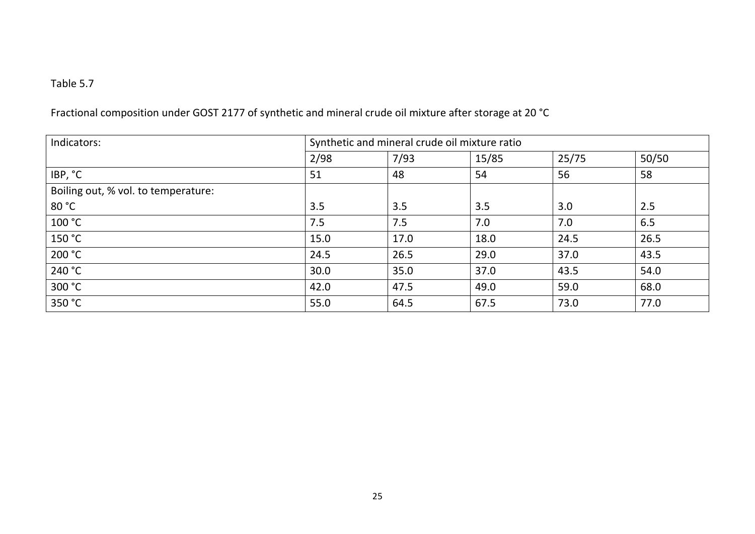Table 5.7

Fractional composition under GOST 2177 of synthetic and mineral crude oil mixture after storage at 20 °C

| Indicators: | Synthetic and mineral crude oil mixture ratio | | | | |
|---|---|---|---|---|---|
| | 2/98 | 7/93 | 15/85 | 25/75 | 50/50 |
| IBP, °C | 51 | 48 | 54 | 56 | 58 |
| Boiling out, % vol. to temperature: | | | | | |
| 80 °C | 3.5 | 3.5 | 3.5 | 3.0 | 2.5 |
| 100 °C | 7.5 | 7.5 | 7.0 | 7.0 | 6.5 |
| 150 °C | 15.0 | 17.0 | 18.0 | 24.5 | 26.5 |
| 200 °C | 24.5 | 26.5 | 29.0 | 37.0 | 43.5 |
| 240 °C | 30.0 | 35.0 | 37.0 | 43.5 | 54.0 |
| 300 °C | 42.0 | 47.5 | 49.0 | 59.0 | 68.0 |
| 350 °C | 55.0 | 64.5 | 67.5 | 73.0 | 77.0 |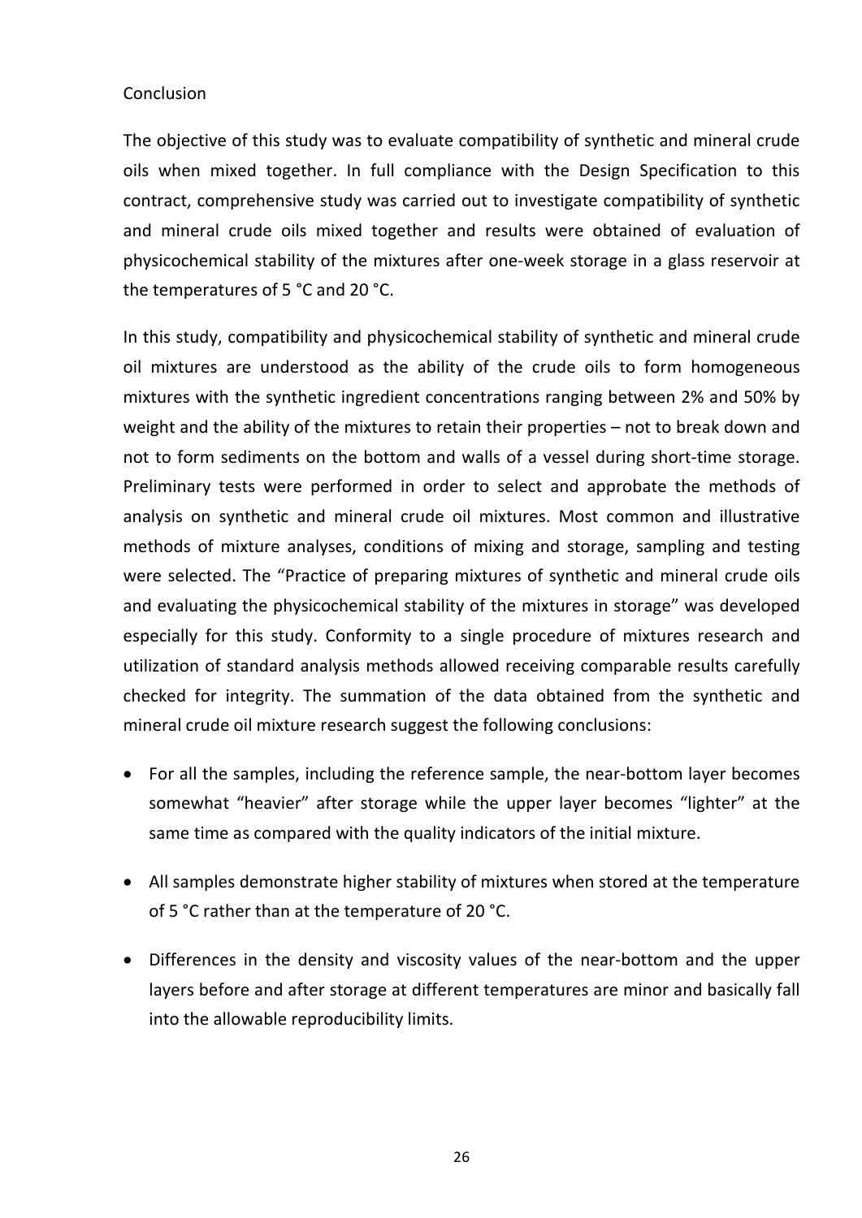## Conclusion

The objective of this study was to evaluate compatibility of synthetic and mineral crude oils when mixed together. In full compliance with the Design Specification to this contract, comprehensive study was carried out to investigate compatibility of synthetic and mineral crude oils mixed together and results were obtained of evaluation of physicochemical stability of the mixtures after one-week storage in a glass reservoir at the temperatures of 5 °C and 20 °C.

In this study, compatibility and physicochemical stability of synthetic and mineral crude oil mixtures are understood as the ability of the crude oils to form homogeneous mixtures with the synthetic ingredient concentrations ranging between 2% and 50% by weight and the ability of the mixtures to retain their properties – not to break down and not to form sediments on the bottom and walls of a vessel during short-time storage. Preliminary tests were performed in order to select and approbate the methods of analysis on synthetic and mineral crude oil mixtures. Most common and illustrative methods of mixture analyses, conditions of mixing and storage, sampling and testing were selected. The "Practice of preparing mixtures of synthetic and mineral crude oils and evaluating the physicochemical stability of the mixtures in storage" was developed especially for this study. Conformity to a single procedure of mixtures research and utilization of standard analysis methods allowed receiving comparable results carefully checked for integrity. The summation of the data obtained from the synthetic and mineral crude oil mixture research suggest the following conclusions:

- For all the samples, including the reference sample, the near-bottom layer becomes somewhat "heavier" after storage while the upper layer becomes "lighter" at the same time as compared with the quality indicators of the initial mixture.
- All samples demonstrate higher stability of mixtures when stored at the temperature of 5 °C rather than at the temperature of 20 °C.
- Differences in the density and viscosity values of the near-bottom and the upper layers before and after storage at different temperatures are minor and basically fall into the allowable reproducibility limits.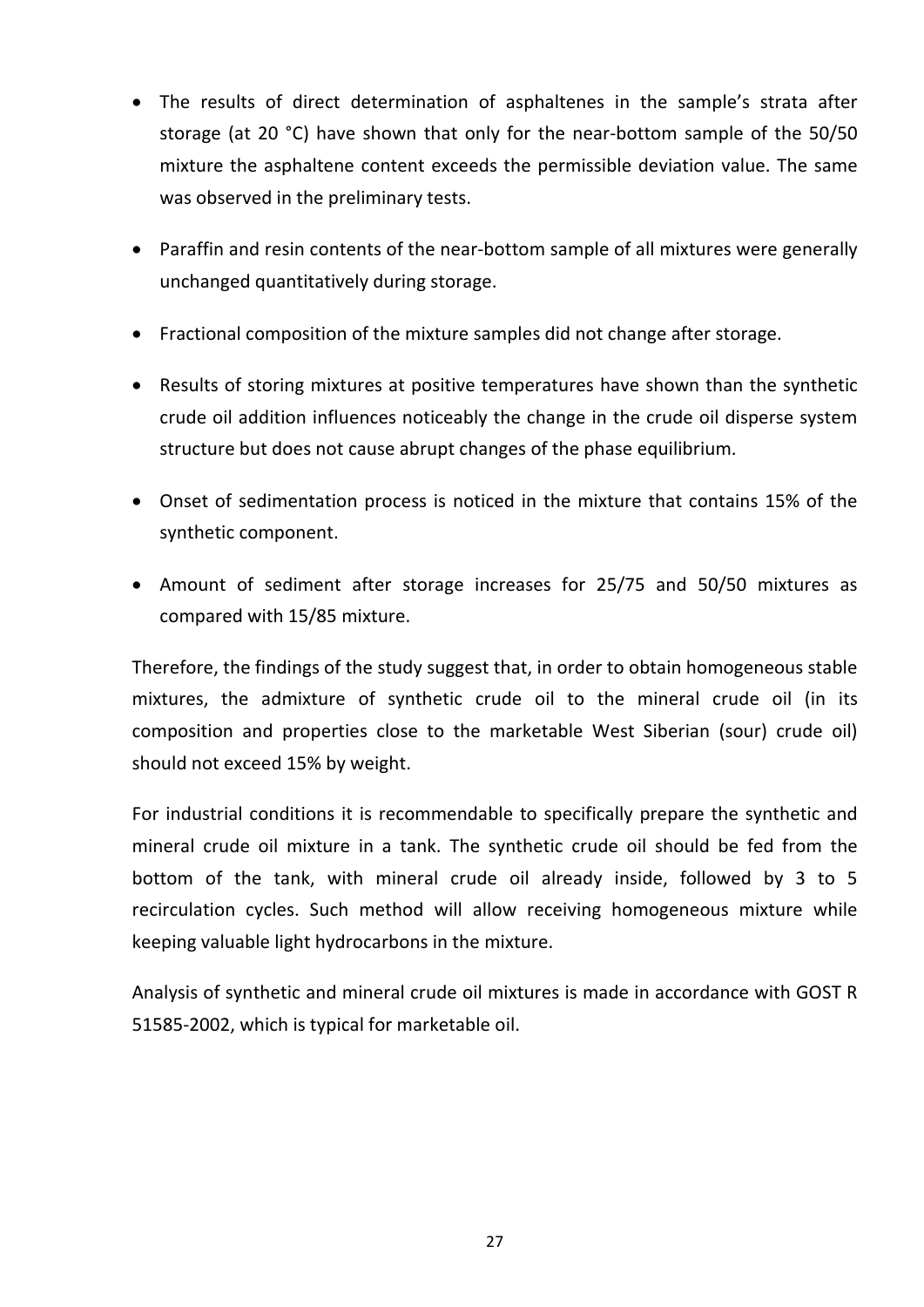- The results of direct determination of asphaltenes in the sample's strata after storage (at 20 °C) have shown that only for the near-bottom sample of the 50/50 mixture the asphaltene content exceeds the permissible deviation value. The same was observed in the preliminary tests.
- Paraffin and resin contents of the near-bottom sample of all mixtures were generally unchanged quantitatively during storage.
- Fractional composition of the mixture samples did not change after storage.
- Results of storing mixtures at positive temperatures have shown than the synthetic crude oil addition influences noticeably the change in the crude oil disperse system structure but does not cause abrupt changes of the phase equilibrium.
- Onset of sedimentation process is noticed in the mixture that contains 15% of the synthetic component.
- Amount of sediment after storage increases for 25/75 and 50/50 mixtures as compared with 15/85 mixture.

Therefore, the findings of the study suggest that, in order to obtain homogeneous stable mixtures, the admixture of synthetic crude oil to the mineral crude oil (in its composition and properties close to the marketable West Siberian (sour) crude oil) should not exceed 15% by weight.

For industrial conditions it is recommendable to specifically prepare the synthetic and mineral crude oil mixture in a tank. The synthetic crude oil should be fed from the bottom of the tank, with mineral crude oil already inside, followed by 3 to 5 recirculation cycles. Such method will allow receiving homogeneous mixture while keeping valuable light hydrocarbons in the mixture.

Analysis of synthetic and mineral crude oil mixtures is made in accordance with GOST R 51585-2002, which is typical for marketable oil.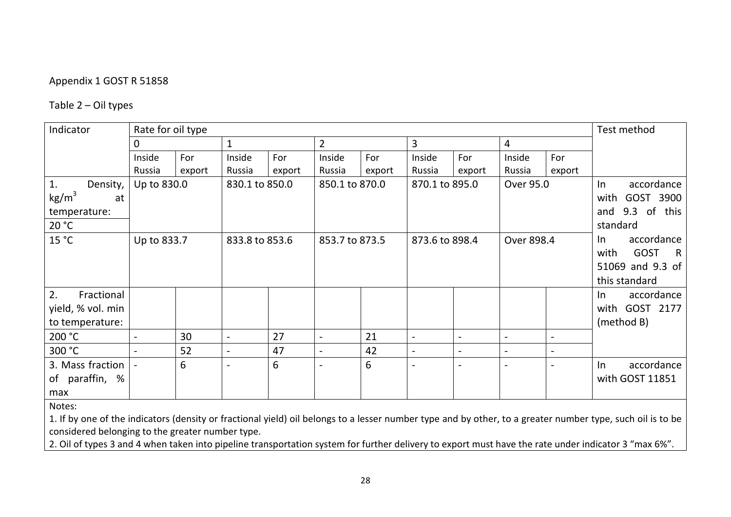Appendix 1 GOST R 51858

Table 2 – Oil types

| Indicator | Rate for oil type | | | | | | | | | | Test method |
|---|---|---|---|---|---|---|---|---|---|---|---|
| | 0 | | 1 | | 2 | | 3 | | 4 | | |
| | Inside Russia | For export | Inside Russia | For export | Inside Russia | For export | Inside Russia | For export | Inside Russia | For export | |
| 1. Density, kg/m$^3$ at temperature: 20 °C | Up to 830.0 | | 830.1 to 850.0 | | 850.1 to 870.0 | | 870.1 to 895.0 | | Over 95.0 | | In accordance with GOST 3900 and 9.3 of this standard |
| 15 °C | Up to 833.7 | | 833.8 to 853.6 | | 853.7 to 873.5 | | 873.6 to 898.4 | | Over 898.4 | | In accordance with GOST R 51069 and 9.3 of this standard |
| 2. Fractional yield, % vol. min to temperature: | | | | | | | | | | | In accordance with GOST 2177 (method B) |
| 200 °C | - | 30 | - | 27 | - | 21 | - | - | - | - | |
| 300 °C | - | 52 | - | 47 | - | 42 | - | - | - | - | |
| 3. Mass fraction of paraffin, % max | - | 6 | - | 6 | - | 6 | - | - | - | - | In accordance with GOST 11851 |

Notes:

1. If by one of the indicators (density or fractional yield) oil belongs to a lesser number type and by other, to a greater number type, such oil is to be considered belonging to the greater number type.
2. Oil of types 3 and 4 when taken into pipeline transportation system for further delivery to export must have the rate under indicator 3 "max 6%".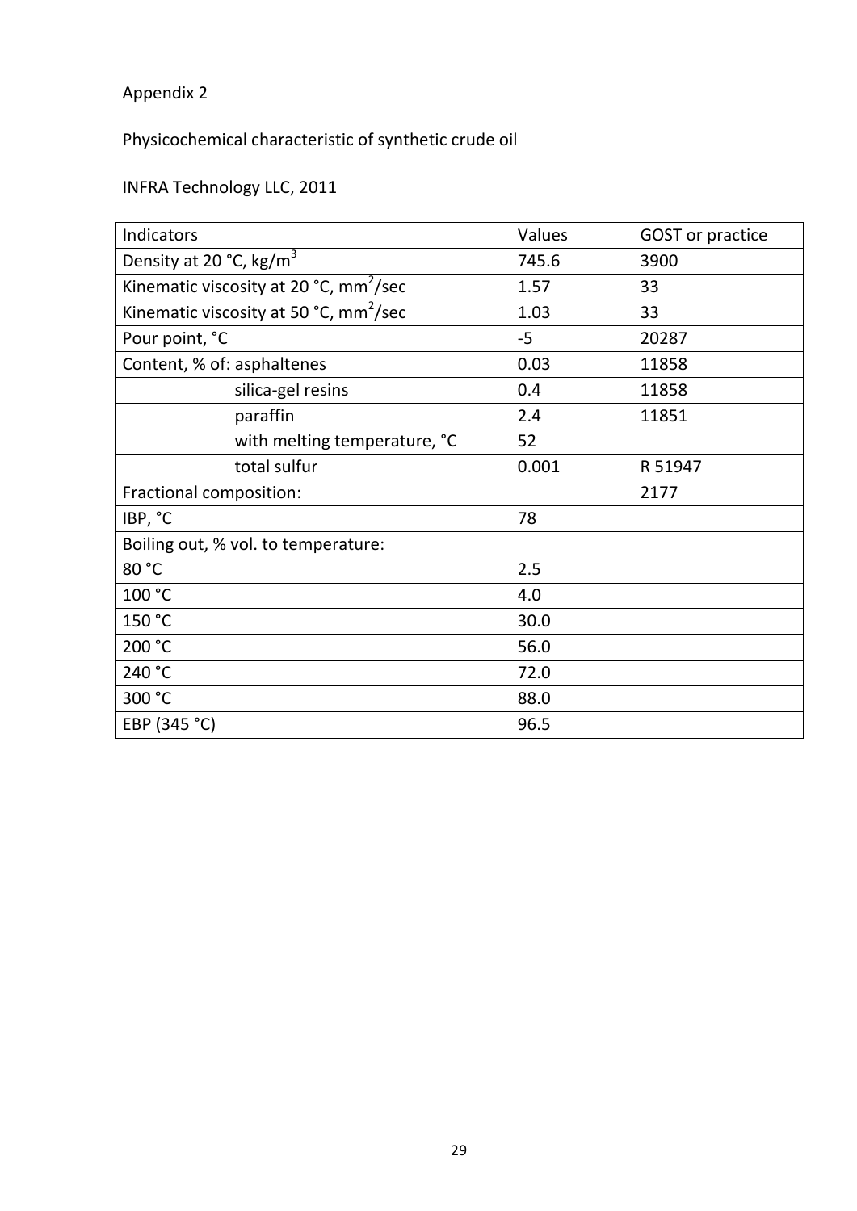Appendix 2

Physicochemical characteristic of synthetic crude oil

INFRA Technology LLC, 2011

| Indicators | Values | GOST or practice |
|---|---|---|
| Density at 20 °C, kg/m$^3$ | 745.6 | 3900 |
| Kinematic viscosity at 20 °C, mm$^2$/sec | 1.57 | 33 |
| Kinematic viscosity at 50 °C, mm$^2$/sec | 1.03 | 33 |
| Pour point, °C | -5 | 20287 |
| Content, % of: asphaltenes | 0.03 | 11858 |
| silica-gel resins | 0.4 | 11858 |
| paraffin<br>with melting temperature, °C | 2.4<br>52 | 11851 |
| total sulfur | 0.001 | R 51947 |
| Fractional composition: | | 2177 |
| IBP, °C | 78 | |
| Boiling out, % vol. to temperature:<br>80 °C | <br>2.5 | |
| 100 °C | 4.0 | |
| 150 °C | 30.0 | |
| 200 °C | 56.0 | |
| 240 °C | 72.0 | |
| 300 °C | 88.0 | |
| EBP (345 °C) | 96.5 | |